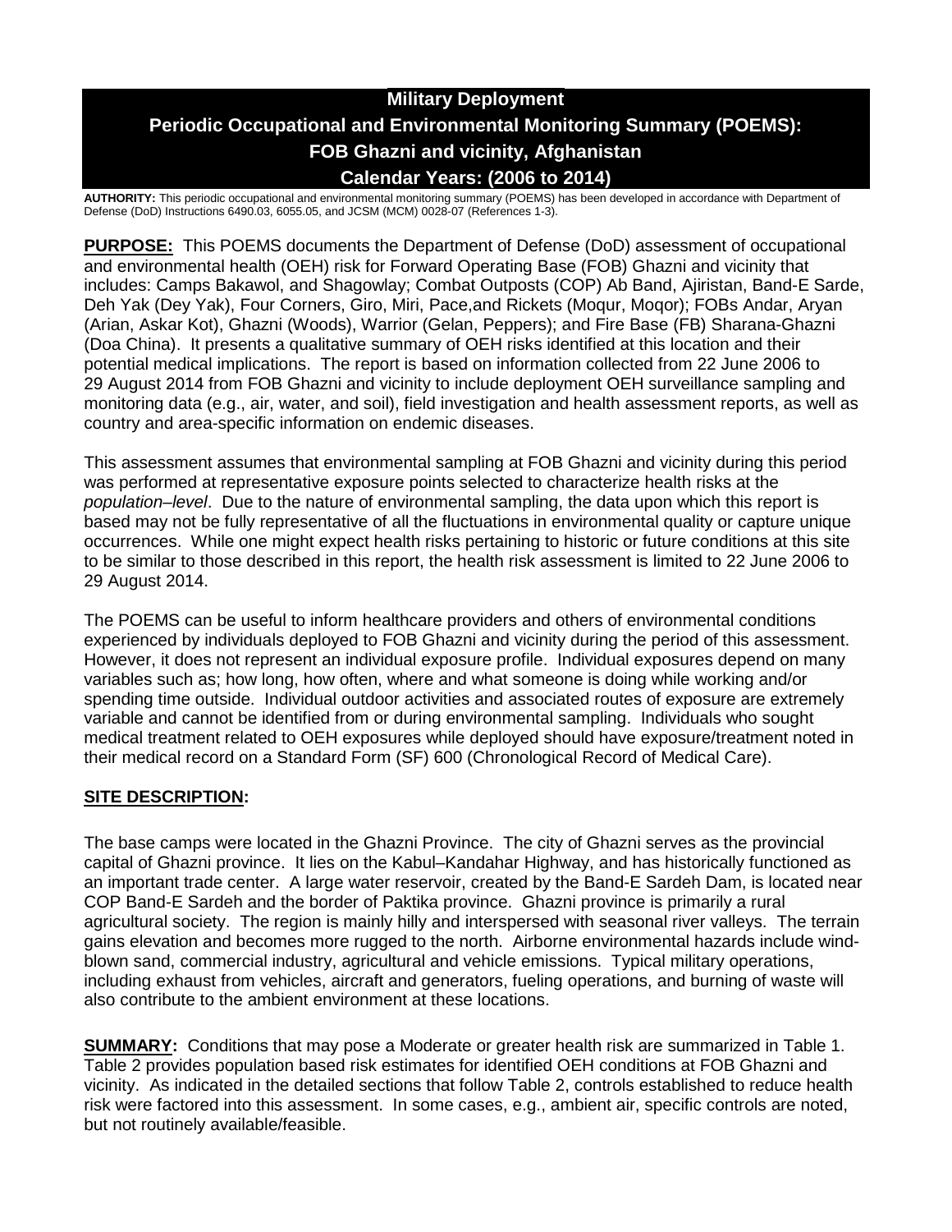# Military Deployment

# Periodic Occupational and Environmental Monitoring Summary (POEMS): FOB Ghazni and vicinity, Afghanistan

# Calendar Years: (2006 to 2014)

**AUTHORITY:** This periodic occupational and environmental monitoring summary (POEMS) has been developed in accordance with Department of Defense (DoD) Instructions 6490.03, 6055.05, and JCSM (MCM) 0028-07 (References 1-3).

**PURPOSE:** This POEMS documents the Department of Defense (DoD) assessment of occupational and environmental health (OEH) risk for Forward Operating Base (FOB) Ghazni and vicinity that includes: Camps Bakawol, and Shagowlay; Combat Outposts (COP) Ab Band, Ajiristan, Band-E Sarde, Deh Yak (Dey Yak), Four Corners, Giro, Miri, Pace,and Rickets (Moqur, Moqor); FOBs Andar, Aryan (Arian, Askar Kot), Ghazni (Woods), Warrior (Gelan, Peppers); and Fire Base (FB) Sharana-Ghazni (Doa China). It presents a qualitative summary of OEH risks identified at this location and their potential medical implications. The report is based on information collected from 22 June 2006 to 29 August 2014 from FOB Ghazni and vicinity to include deployment OEH surveillance sampling and monitoring data (e.g., air, water, and soil), field investigation and health assessment reports, as well as country and area-specific information on endemic diseases.

This assessment assumes that environmental sampling at FOB Ghazni and vicinity during this period was performed at representative exposure points selected to characterize health risks at the *population–level*. Due to the nature of environmental sampling, the data upon which this report is based may not be fully representative of all the fluctuations in environmental quality or capture unique occurrences. While one might expect health risks pertaining to historic or future conditions at this site to be similar to those described in this report, the health risk assessment is limited to 22 June 2006 to 29 August 2014.

The POEMS can be useful to inform healthcare providers and others of environmental conditions experienced by individuals deployed to FOB Ghazni and vicinity during the period of this assessment. However, it does not represent an individual exposure profile. Individual exposures depend on many variables such as; how long, how often, where and what someone is doing while working and/or spending time outside. Individual outdoor activities and associated routes of exposure are extremely variable and cannot be identified from or during environmental sampling. Individuals who sought medical treatment related to OEH exposures while deployed should have exposure/treatment noted in their medical record on a Standard Form (SF) 600 (Chronological Record of Medical Care).

## SITE DESCRIPTION:

The base camps were located in the Ghazni Province. The city of Ghazni serves as the provincial capital of Ghazni province. It lies on the Kabul–Kandahar Highway, and has historically functioned as an important trade center. A large water reservoir, created by the Band-E Sardeh Dam, is located near COP Band-E Sardeh and the border of Paktika province. Ghazni province is primarily a rural agricultural society. The region is mainly hilly and interspersed with seasonal river valleys. The terrain gains elevation and becomes more rugged to the north. Airborne environmental hazards include wind-blown sand, commercial industry, agricultural and vehicle emissions. Typical military operations, including exhaust from vehicles, aircraft and generators, fueling operations, and burning of waste will also contribute to the ambient environment at these locations.

**SUMMARY:** Conditions that may pose a Moderate or greater health risk are summarized in Table 1. Table 2 provides population based risk estimates for identified OEH conditions at FOB Ghazni and vicinity. As indicated in the detailed sections that follow Table 2, controls established to reduce health risk were factored into this assessment. In some cases, e.g., ambient air, specific controls are noted, but not routinely available/feasible.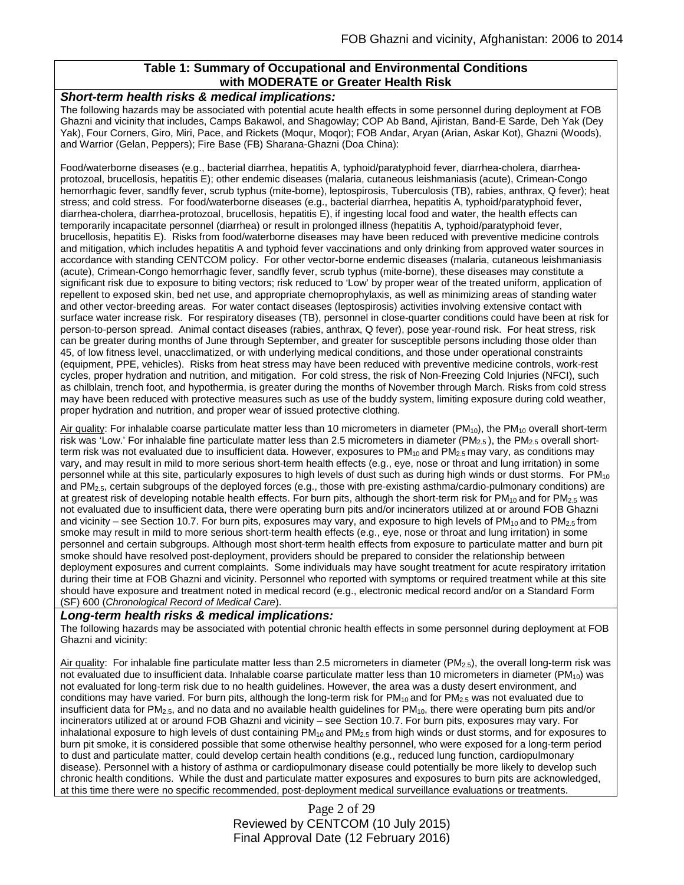## Table 1: Summary of Occupational and Environmental Conditions with MODERATE or Greater Health Risk

### *Short-term health risks & medical implications:*

The following hazards may be associated with potential acute health effects in some personnel during deployment at FOB Ghazni and vicinity that includes, Camps Bakawol, and Shagowlay; COP Ab Band, Ajiristan, Band-E Sarde, Deh Yak (Dey Yak), Four Corners, Giro, Miri, Pace, and Rickets (Moqur, Moqor); FOB Andar, Aryan (Arian, Askar Kot), Ghazni (Woods), and Warrior (Gelan, Peppers); Fire Base (FB) Sharana-Ghazni (Doa China):

Food/waterborne diseases (e.g., bacterial diarrhea, hepatitis A, typhoid/paratyphoid fever, diarrhea-cholera, diarrhea-protozoal, brucellosis, hepatitis E); other endemic diseases (malaria, cutaneous leishmaniasis (acute), Crimean-Congo hemorrhagic fever, sandfly fever, scrub typhus (mite-borne), leptospirosis, Tuberculosis (TB), rabies, anthrax, Q fever); heat stress; and cold stress. For food/waterborne diseases (e.g., bacterial diarrhea, hepatitis A, typhoid/paratyphoid fever, diarrhea-cholera, diarrhea-protozoal, brucellosis, hepatitis E), if ingesting local food and water, the health effects can temporarily incapacitate personnel (diarrhea) or result in prolonged illness (hepatitis A, typhoid/paratyphoid fever, brucellosis, hepatitis E). Risks from food/waterborne diseases may have been reduced with preventive medicine controls and mitigation, which includes hepatitis A and typhoid fever vaccinations and only drinking from approved water sources in accordance with standing CENTCOM policy. For other vector-borne endemic diseases (malaria, cutaneous leishmaniasis (acute), Crimean-Congo hemorrhagic fever, sandfly fever, scrub typhus (mite-borne), these diseases may constitute a significant risk due to exposure to biting vectors; risk reduced to 'Low' by proper wear of the treated uniform, application of repellent to exposed skin, bed net use, and appropriate chemoprophylaxis, as well as minimizing areas of standing water and other vector-breeding areas. For water contact diseases (leptospirosis) activities involving extensive contact with surface water increase risk. For respiratory diseases (TB), personnel in close-quarter conditions could have been at risk for person-to-person spread. Animal contact diseases (rabies, anthrax, Q fever), pose year-round risk. For heat stress, risk can be greater during months of June through September, and greater for susceptible persons including those older than 45, of low fitness level, unacclimatized, or with underlying medical conditions, and those under operational constraints (equipment, PPE, vehicles). Risks from heat stress may have been reduced with preventive medicine controls, work-rest cycles, proper hydration and nutrition, and mitigation. For cold stress, the risk of Non-Freezing Cold Injuries (NFCI), such as chilblain, trench foot, and hypothermia, is greater during the months of November through March. Risks from cold stress may have been reduced with protective measures such as use of the buddy system, limiting exposure during cold weather, proper hydration and nutrition, and proper wear of issued protective clothing.

Air quality: For inhalable coarse particulate matter less than 10 micrometers in diameter ($PM_{10}$), the $PM_{10}$ overall short-term risk was 'Low.' For inhalable fine particulate matter less than 2.5 micrometers in diameter ($PM_{2.5}$), the $PM_{2.5}$ overall short-term risk was not evaluated due to insufficient data. However, exposures to $PM_{10}$ and $PM_{2.5}$ may vary, as conditions may vary, and may result in mild to more serious short-term health effects (e.g., eye, nose or throat and lung irritation) in some personnel while at this site, particularly exposures to high levels of dust such as during high winds or dust storms. For $PM_{10}$ and $PM_{2.5}$, certain subgroups of the deployed forces (e.g., those with pre-existing asthma/cardio-pulmonary conditions) are at greatest risk of developing notable health effects. For burn pits, although the short-term risk for $PM_{10}$ and for $PM_{2.5}$ was not evaluated due to insufficient data, there were operating burn pits and/or incinerators utilized at or around FOB Ghazni and vicinity – see Section 10.7. For burn pits, exposures may vary, and exposure to high levels of $PM_{10}$ and to $PM_{2.5}$ from smoke may result in mild to more serious short-term health effects (e.g., eye, nose or throat and lung irritation) in some personnel and certain subgroups. Although most short-term health effects from exposure to particulate matter and burn pit smoke should have resolved post-deployment, providers should be prepared to consider the relationship between deployment exposures and current complaints. Some individuals may have sought treatment for acute respiratory irritation during their time at FOB Ghazni and vicinity. Personnel who reported with symptoms or required treatment while at this site should have exposure and treatment noted in medical record (e.g., electronic medical record and/or on a Standard Form (SF) 600 (*Chronological Record of Medical Care*).

### *Long-term health risks & medical implications:*

The following hazards may be associated with potential chronic health effects in some personnel during deployment at FOB Ghazni and vicinity:

Air quality: For inhalable fine particulate matter less than 2.5 micrometers in diameter ($PM_{2.5}$), the overall long-term risk was not evaluated due to insufficient data. Inhalable coarse particulate matter less than 10 micrometers in diameter ($PM_{10}$) was not evaluated for long-term risk due to no health guidelines. However, the area was a dusty desert environment, and conditions may have varied. For burn pits, although the long-term risk for $PM_{10}$ and for $PM_{2.5}$ was not evaluated due to insufficient data for $PM_{2.5}$, and no data and no available health guidelines for $PM_{10}$, there were operating burn pits and/or incinerators utilized at or around FOB Ghazni and vicinity – see Section 10.7. For burn pits, exposures may vary. For inhalational exposure to high levels of dust containing $PM_{10}$ and $PM_{2.5}$ from high winds or dust storms, and for exposures to burn pit smoke, it is considered possible that some otherwise healthy personnel, who were exposed for a long-term period to dust and particulate matter, could develop certain health conditions (e.g., reduced lung function, cardiopulmonary disease). Personnel with a history of asthma or cardiopulmonary disease could potentially be more likely to develop such chronic health conditions. While the dust and particulate matter exposures and exposures to burn pits are acknowledged, at this time there were no specific recommended, post-deployment medical surveillance evaluations or treatments.

Reviewed by CENTCOM (10 July 2015)
Final Approval Date (12 February 2016)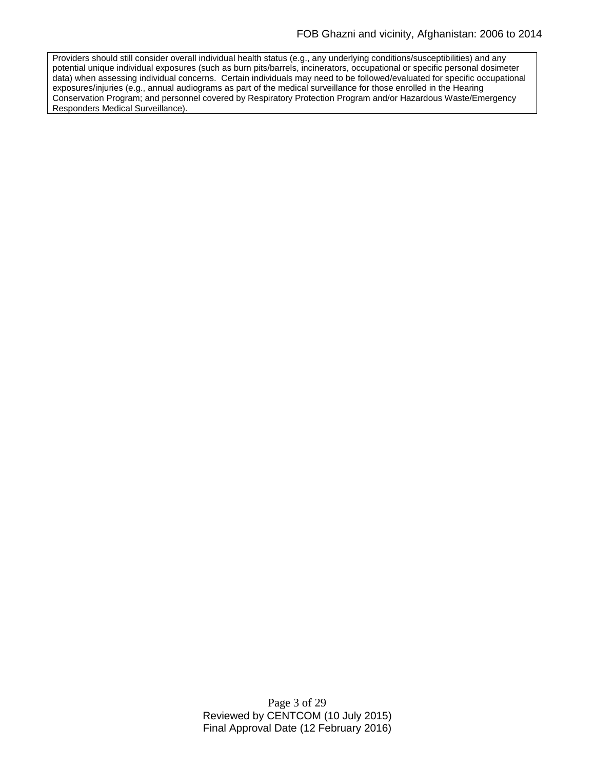Providers should still consider overall individual health status (e.g., any underlying conditions/susceptibilities) and any potential unique individual exposures (such as burn pits/barrels, incinerators, occupational or specific personal dosimeter data) when assessing individual concerns. Certain individuals may need to be followed/evaluated for specific occupational exposures/injuries (e.g., annual audiograms as part of the medical surveillance for those enrolled in the Hearing Conservation Program; and personnel covered by Respiratory Protection Program and/or Hazardous Waste/Emergency Responders Medical Surveillance).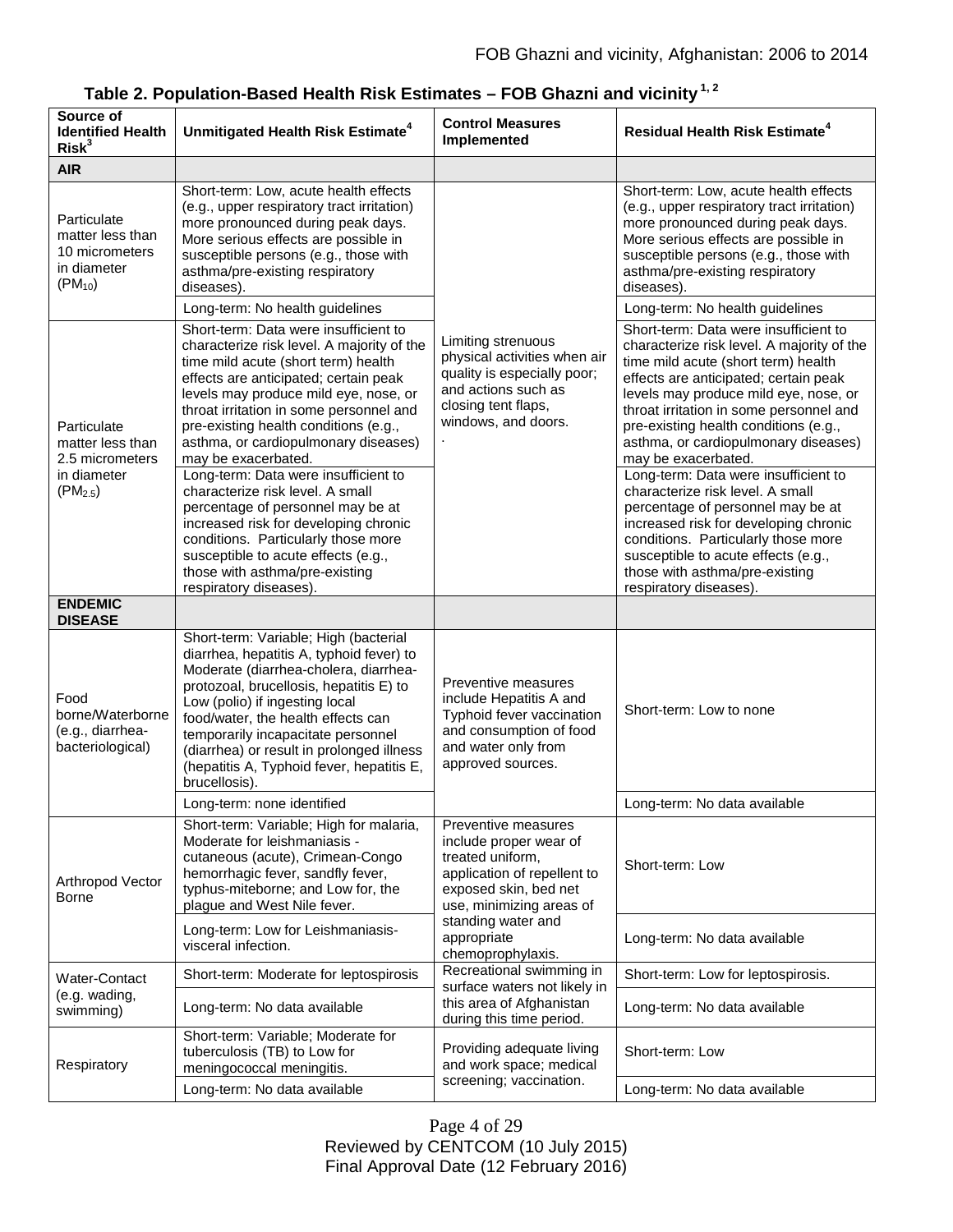### Table 2. Population-Based Health Risk Estimates – FOB Ghazni and vicinity [1, 2]

| Source of Identified Health Risk[3] | Unmitigated Health Risk Estimate[4] | Control Measures Implemented | Residual Health Risk Estimate[4] |
|---|---|---|---|
| **AIR** | | | |
| Particulate matter less than 10 micrometers in diameter ($PM_{10}$) | Short-term: Low, acute health effects (e.g., upper respiratory tract irritation) more pronounced during peak days. More serious effects are possible in susceptible persons (e.g., those with asthma/pre-existing respiratory diseases). | Limiting strenuous physical activities when air quality is especially poor; and actions such as closing tent flaps, windows, and doors. | Short-term: Low, acute health effects (e.g., upper respiratory tract irritation) more pronounced during peak days. More serious effects are possible in susceptible persons (e.g., those with asthma/pre-existing respiratory diseases). |
| | Long-term: No health guidelines | | Long-term: No health guidelines |
| Particulate matter less than 2.5 micrometers in diameter ($PM_{2.5}$) | Short-term: Data were insufficient to characterize risk level. A majority of the time mild acute (short term) health effects are anticipated; certain peak levels may produce mild eye, nose, or throat irritation in some personnel and pre-existing health conditions (e.g., asthma, or cardiopulmonary diseases) may be exacerbated. | | Short-term: Data were insufficient to characterize risk level. A majority of the time mild acute (short term) health effects are anticipated; certain peak levels may produce mild eye, nose, or throat irritation in some personnel and pre-existing health conditions (e.g., asthma, or cardiopulmonary diseases) may be exacerbated. |
| | Long-term: Data were insufficient to characterize risk level. A small percentage of personnel may be at increased risk for developing chronic conditions. Particularly those more susceptible to acute effects (e.g., those with asthma/pre-existing respiratory diseases). | | Long-term: Data were insufficient to characterize risk level. A small percentage of personnel may be at increased risk for developing chronic conditions. Particularly those more susceptible to acute effects (e.g., those with asthma/pre-existing respiratory diseases). |
| **ENDEMIC DISEASE** | | | |
| Food borne/Waterborne (e.g., diarrhea-bacteriological) | Short-term: Variable; High (bacterial diarrhea, hepatitis A, typhoid fever) to Moderate (diarrhea-cholera, diarrhea-protozoal, brucellosis, hepatitis E) to Low (polio) if ingesting local food/water, the health effects can temporarily incapacitate personnel (diarrhea) or result in prolonged illness (hepatitis A, Typhoid fever, hepatitis E, brucellosis). | Preventive measures include Hepatitis A and Typhoid fever vaccination and consumption of food and water only from approved sources. | Short-term: Low to none |
| | Long-term: none identified | | Long-term: No data available |
| Arthropod Vector Borne | Short-term: Variable; High for malaria, Moderate for leishmaniasis - cutaneous (acute), Crimean-Congo hemorrhagic fever, sandfly fever, typhus-miteborne; and Low for, the plague and West Nile fever. | Preventive measures include proper wear of treated uniform, application of repellent to exposed skin, bed net use, minimizing areas of standing water and appropriate chemoprophylaxis. | Short-term: Low |
| | Long-term: Low for Leishmaniasis-visceral infection. | | Long-term: No data available |
| Water-Contact (e.g. wading, swimming) | Short-term: Moderate for leptospirosis | Recreational swimming in surface waters not likely in this area of Afghanistan during this time period. | Short-term: Low for leptospirosis. |
| | Long-term: No data available | | Long-term: No data available |
| Respiratory | Short-term: Variable; Moderate for tuberculosis (TB) to Low for meningococcal meningitis. | Providing adequate living and work space; medical screening; vaccination. | Short-term: Low |
| | Long-term: No data available | | Long-term: No data available |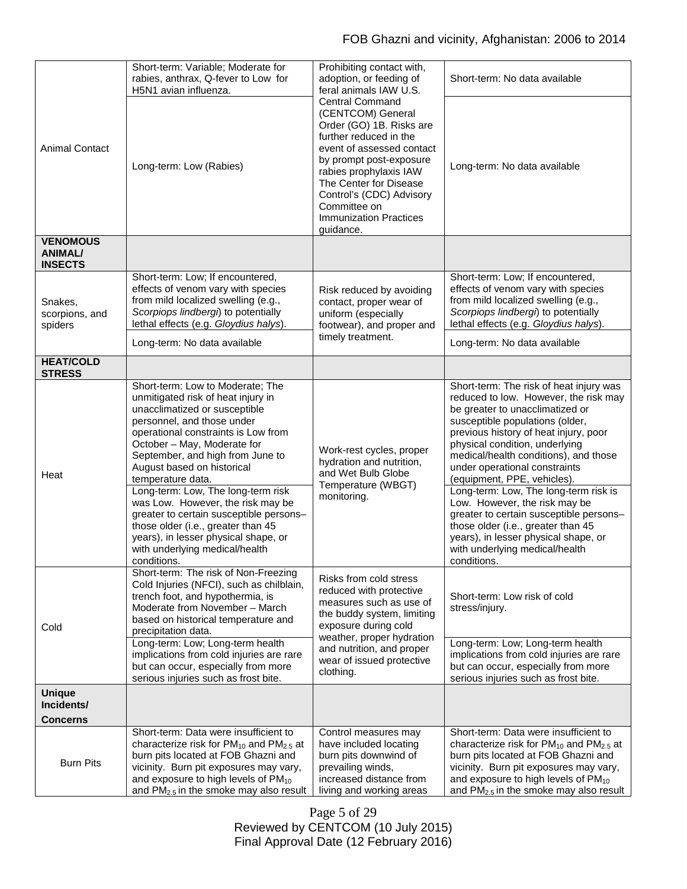| | | | |
|---|---|---|---|
| Animal Contact | Short-term: Variable; Moderate for rabies, anthrax, Q-fever to Low for H5N1 avian influenza. | Prohibiting contact with, adoption, or feeding of feral animals IAW U.S. Central Command (CENTCOM) General Order (GO) 1B. Risks are further reduced in the event of assessed contact by prompt post-exposure rabies prophylaxis IAW The Center for Disease Control's (CDC) Advisory Committee on Immunization Practices guidance. | Short-term: No data available |
| | Long-term: Low (Rabies) | | Long-term: No data available |
| **VENOMOUS ANIMAL/ INSECTS** | | | |
| Snakes, scorpions, and spiders | Short-term: Low; If encountered, effects of venom vary with species from mild localized swelling (e.g., *Scorpiops lindbergi*) to potentially lethal effects (e.g. *Gloydius halys*). | Risk reduced by avoiding contact, proper wear of uniform (especially footwear), and proper and timely treatment. | Short-term: Low; If encountered, effects of venom vary with species from mild localized swelling (e.g., *Scorpiops lindbergi*) to potentially lethal effects (e.g. *Gloydius halys*). |
| | Long-term: No data available | | Long-term: No data available |
| **HEAT/COLD STRESS** | | | |
| Heat | Short-term: Low to Moderate; The unmitigated risk of heat injury in unacclimatized or susceptible personnel, and those under operational constraints is Low from October – May, Moderate for September, and high from June to August based on historical temperature data. | Work-rest cycles, proper hydration and nutrition, and Wet Bulb Globe Temperature (WBGT) monitoring. | Short-term: The risk of heat injury was reduced to low. However, the risk may be greater to unacclimatized or susceptible populations (older, previous history of heat injury, poor physical condition, underlying medical/health conditions), and those under operational constraints (equipment, PPE, vehicles). |
| | Long-term: Low, The long-term risk was Low. However, the risk may be greater to certain susceptible persons– those older (i.e., greater than 45 years), in lesser physical shape, or with underlying medical/health conditions. | | Long-term: Low, The long-term risk is Low. However, the risk may be greater to certain susceptible persons– those older (i.e., greater than 45 years), in lesser physical shape, or with underlying medical/health conditions. |
| Cold | Short-term: The risk of Non-Freezing Cold Injuries (NFCI), such as chilblain, trench foot, and hypothermia, is Moderate from November – March based on historical temperature and precipitation data. | Risks from cold stress reduced with protective measures such as use of the buddy system, limiting exposure during cold weather, proper hydration and nutrition, and proper wear of issued protective clothing. | Short-term: Low risk of cold stress/injury. |
| | Long-term: Low; Long-term health implications from cold injuries are rare but can occur, especially from more serious injuries such as frost bite. | | Long-term: Low; Long-term health implications from cold injuries are rare but can occur, especially from more serious injuries such as frost bite. |
| **Unique Incidents/ Concerns** | | | |
| Burn Pits | Short-term: Data were insufficient to characterize risk for $PM_{10}$ and $PM_{2.5}$ at burn pits located at FOB Ghazni and vicinity. Burn pit exposures may vary, and exposure to high levels of $PM_{10}$ and $PM_{2.5}$ in the smoke may also result | Control measures may have included locating burn pits downwind of prevailing winds, increased distance from living and working areas | Short-term: Data were insufficient to characterize risk for $PM_{10}$ and $PM_{2.5}$ at burn pits located at FOB Ghazni and vicinity. Burn pit exposures may vary, and exposure to high levels of $PM_{10}$ and $PM_{2.5}$ in the smoke may also result |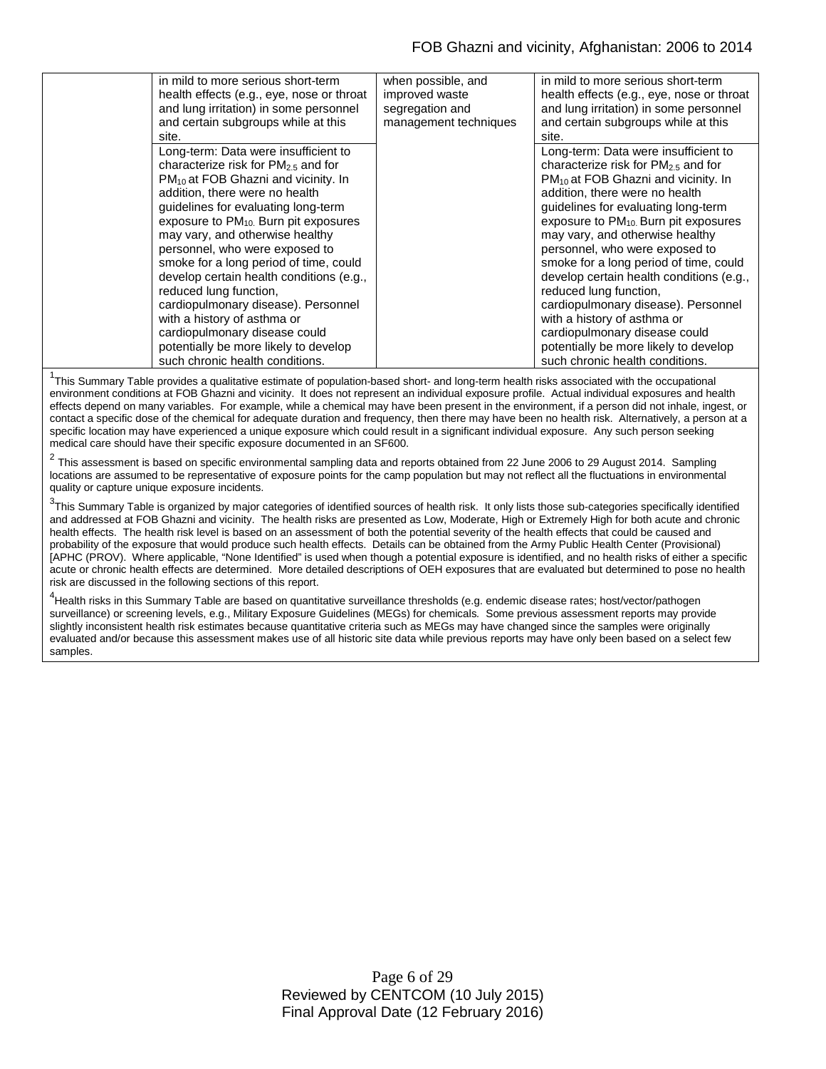| | | | |
|---|---|---|---|
| | in mild to more serious short-term health effects (e.g., eye, nose or throat and lung irritation) in some personnel and certain subgroups while at this site. | when possible, and improved waste segregation and management techniques | in mild to more serious short-term health effects (e.g., eye, nose or throat and lung irritation) in some personnel and certain subgroups while at this site. |
| | Long-term: Data were insufficient to characterize risk for $PM_{2.5}$ and for $PM_{10}$ at FOB Ghazni and vicinity. In addition, there were no health guidelines for evaluating long-term exposure to $PM_{10}$. Burn pit exposures may vary, and otherwise healthy personnel, who were exposed to smoke for a long period of time, could develop certain health conditions (e.g., reduced lung function, cardiopulmonary disease). Personnel with a history of asthma or cardiopulmonary disease could potentially be more likely to develop such chronic health conditions. | | Long-term: Data were insufficient to characterize risk for $PM_{2.5}$ and for $PM_{10}$ at FOB Ghazni and vicinity. In addition, there were no health guidelines for evaluating long-term exposure to $PM_{10}$. Burn pit exposures may vary, and otherwise healthy personnel, who were exposed to smoke for a long period of time, could develop certain health conditions (e.g., reduced lung function, cardiopulmonary disease). Personnel with a history of asthma or cardiopulmonary disease could potentially be more likely to develop such chronic health conditions. |

[1]This Summary Table provides a qualitative estimate of population-based short- and long-term health risks associated with the occupational environment conditions at FOB Ghazni and vicinity. It does not represent an individual exposure profile. Actual individual exposures and health effects depend on many variables. For example, while a chemical may have been present in the environment, if a person did not inhale, ingest, or contact a specific dose of the chemical for adequate duration and frequency, then there may have been no health risk. Alternatively, a person at a specific location may have experienced a unique exposure which could result in a significant individual exposure. Any such person seeking medical care should have their specific exposure documented in an SF600.

[2] This assessment is based on specific environmental sampling data and reports obtained from 22 June 2006 to 29 August 2014. Sampling locations are assumed to be representative of exposure points for the camp population but may not reflect all the fluctuations in environmental quality or capture unique exposure incidents.

[3]This Summary Table is organized by major categories of identified sources of health risk. It only lists those sub-categories specifically identified and addressed at FOB Ghazni and vicinity. The health risks are presented as Low, Moderate, High or Extremely High for both acute and chronic health effects. The health risk level is based on an assessment of both the potential severity of the health effects that could be caused and probability of the exposure that would produce such health effects. Details can be obtained from the Army Public Health Center (Provisional) [APHC (PROV). Where applicable, "None Identified" is used when though a potential exposure is identified, and no health risks of either a specific acute or chronic health effects are determined. More detailed descriptions of OEH exposures that are evaluated but determined to pose no health risk are discussed in the following sections of this report.

[4]Health risks in this Summary Table are based on quantitative surveillance thresholds (e.g. endemic disease rates; host/vector/pathogen surveillance) or screening levels, e.g., Military Exposure Guidelines (MEGs) for chemicals*.* Some previous assessment reports may provide slightly inconsistent health risk estimates because quantitative criteria such as MEGs may have changed since the samples were originally evaluated and/or because this assessment makes use of all historic site data while previous reports may have only been based on a select few samples.

Reviewed by CENTCOM (10 July 2015)
Final Approval Date (12 February 2016)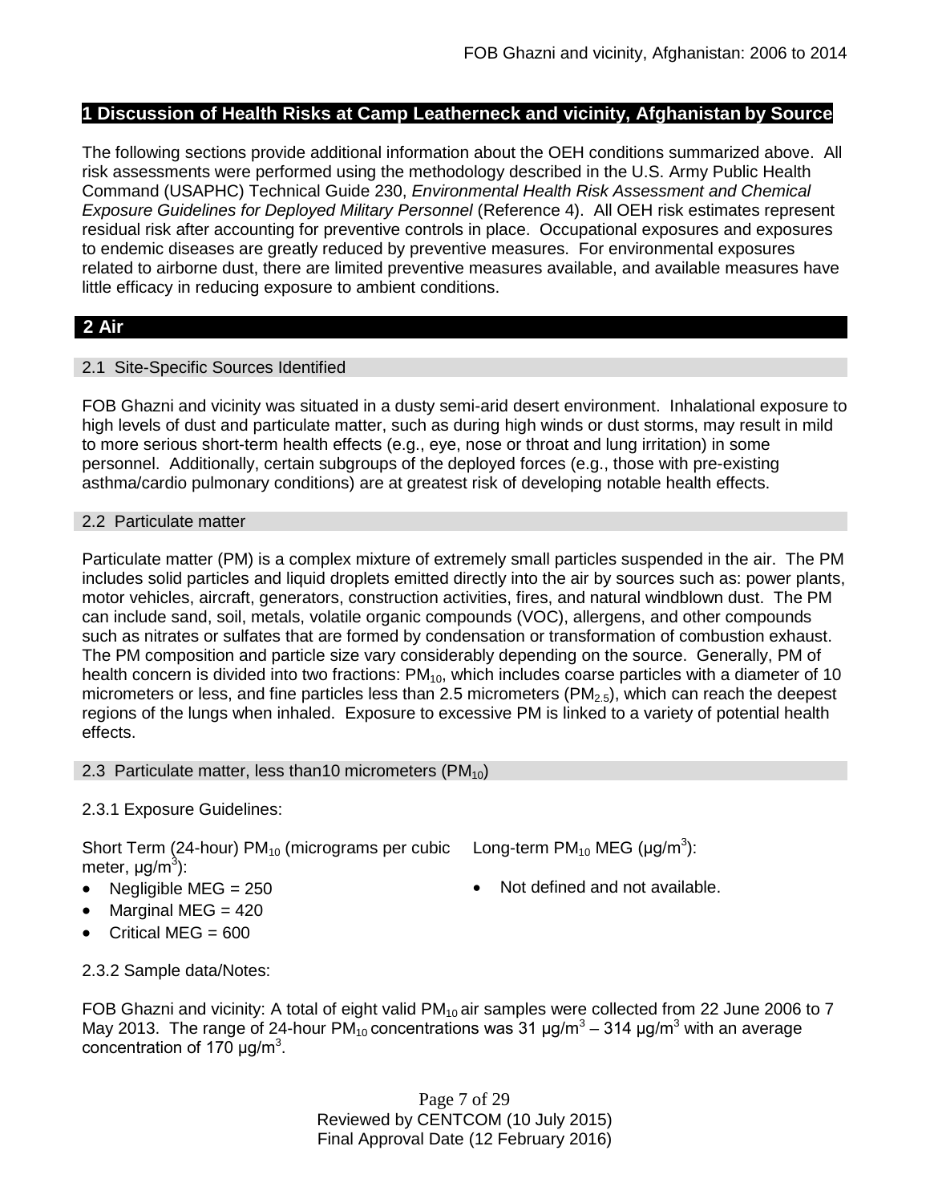## 1 Discussion of Health Risks at Camp Leatherneck and vicinity, Afghanistan by Source

The following sections provide additional information about the OEH conditions summarized above. All risk assessments were performed using the methodology described in the U.S. Army Public Health Command (USAPHC) Technical Guide 230, *Environmental Health Risk Assessment and Chemical Exposure Guidelines for Deployed Military Personnel* (Reference 4). All OEH risk estimates represent residual risk after accounting for preventive controls in place. Occupational exposures and exposures to endemic diseases are greatly reduced by preventive measures. For environmental exposures related to airborne dust, there are limited preventive measures available, and available measures have little efficacy in reducing exposure to ambient conditions.

## 2 Air

### 2.1 Site-Specific Sources Identified

FOB Ghazni and vicinity was situated in a dusty semi-arid desert environment. Inhalational exposure to high levels of dust and particulate matter, such as during high winds or dust storms, may result in mild to more serious short-term health effects (e.g., eye, nose or throat and lung irritation) in some personnel. Additionally, certain subgroups of the deployed forces (e.g., those with pre-existing asthma/cardio pulmonary conditions) are at greatest risk of developing notable health effects.

### 2.2 Particulate matter

Particulate matter (PM) is a complex mixture of extremely small particles suspended in the air. The PM includes solid particles and liquid droplets emitted directly into the air by sources such as: power plants, motor vehicles, aircraft, generators, construction activities, fires, and natural windblown dust. The PM can include sand, soil, metals, volatile organic compounds (VOC), allergens, and other compounds such as nitrates or sulfates that are formed by condensation or transformation of combustion exhaust. The PM composition and particle size vary considerably depending on the source. Generally, PM of health concern is divided into two fractions: $PM_{10}$, which includes coarse particles with a diameter of 10 micrometers or less, and fine particles less than 2.5 micrometers ($PM_{2.5}$), which can reach the deepest regions of the lungs when inhaled. Exposure to excessive PM is linked to a variety of potential health effects.

### 2.3 Particulate matter, less than10 micrometers ($PM_{10}$)

2.3.1 Exposure Guidelines:

Short Term (24-hour) $PM_{10}$ (micrograms per cubic meter, $\mu g/m^3$):

- Negligible MEG = 250
- Marginal MEG = 420
- Critical MEG = 600

Long-term $PM_{10}$ MEG ($\mu g/m^3$):

- Not defined and not available.

2.3.2 Sample data/Notes:

FOB Ghazni and vicinity: A total of eight valid $PM_{10}$ air samples were collected from 22 June 2006 to 7 May 2013. The range of 24-hour $PM_{10}$ concentrations was 31 $\mu g/m^3$ – 314 $\mu g/m^3$ with an average concentration of 170 $\mu g/m^3$.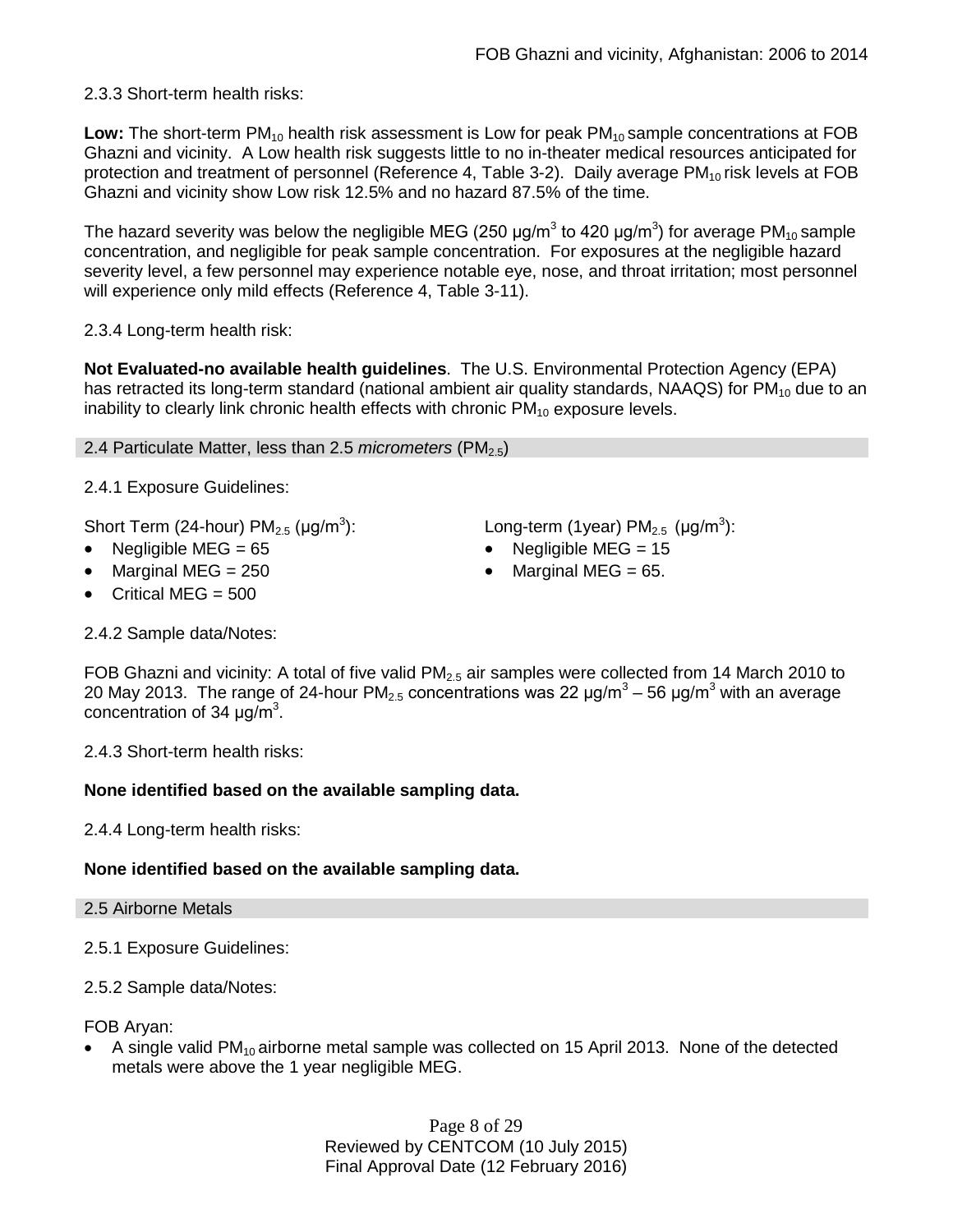2.3.3 Short-term health risks:

**Low:** The short-term $PM_{10}$ health risk assessment is Low for peak $PM_{10}$ sample concentrations at FOB Ghazni and vicinity. A Low health risk suggests little to no in-theater medical resources anticipated for protection and treatment of personnel (Reference 4, Table 3-2). Daily average $PM_{10}$ risk levels at FOB Ghazni and vicinity show Low risk 12.5% and no hazard 87.5% of the time.

The hazard severity was below the negligible MEG (250 µg/m$^3$ to 420 µg/m$^3$) for average $PM_{10}$ sample concentration, and negligible for peak sample concentration. For exposures at the negligible hazard severity level, a few personnel may experience notable eye, nose, and throat irritation; most personnel will experience only mild effects (Reference 4, Table 3-11).

2.3.4 Long-term health risk:

**Not Evaluated-no available health guidelines**. The U.S. Environmental Protection Agency (EPA) has retracted its long-term standard (national ambient air quality standards, NAAQS) for $PM_{10}$ due to an inability to clearly link chronic health effects with chronic $PM_{10}$ exposure levels.

## 2.4 Particulate Matter, less than 2.5 *micrometers* ($PM_{2.5}$)

2.4.1 Exposure Guidelines:

Short Term (24-hour) $PM_{2.5}$ (µg/m$^3$):

- Negligible MEG = 65
- Marginal MEG = 250
- Critical MEG = 500

Long-term (1year) $PM_{2.5}$ (µg/m$^3$):

- Negligible MEG = 15
- Marginal MEG = 65.

2.4.2 Sample data/Notes:

FOB Ghazni and vicinity: A total of five valid $PM_{2.5}$ air samples were collected from 14 March 2010 to 20 May 2013. The range of 24-hour $PM_{2.5}$ concentrations was 22 µg/m$^3$ – 56 µg/m$^3$ with an average concentration of 34 µg/m$^3$.

2.4.3 Short-term health risks:

**None identified based on the available sampling data.**

2.4.4 Long-term health risks:

**None identified based on the available sampling data.**

## 2.5 Airborne Metals

2.5.1 Exposure Guidelines:

2.5.2 Sample data/Notes:

FOB Aryan:

- A single valid $PM_{10}$ airborne metal sample was collected on 15 April 2013. None of the detected metals were above the 1 year negligible MEG.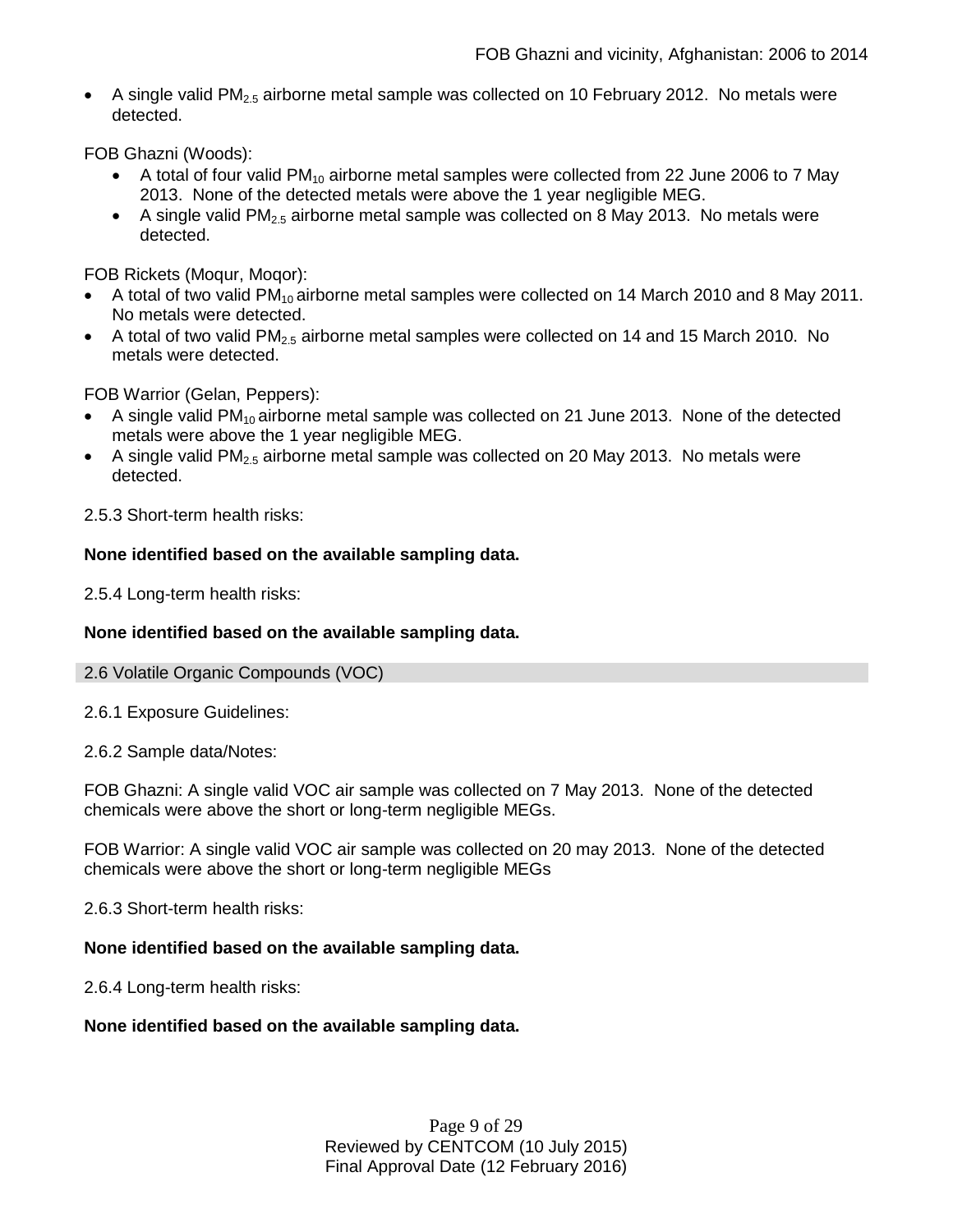- A single valid $PM_{2.5}$ airborne metal sample was collected on 10 February 2012. No metals were detected.

FOB Ghazni (Woods):

- A total of four valid $PM_{10}$ airborne metal samples were collected from 22 June 2006 to 7 May 2013. None of the detected metals were above the 1 year negligible MEG.
- A single valid $PM_{2.5}$ airborne metal sample was collected on 8 May 2013. No metals were detected.

FOB Rickets (Moqur, Moqor):

- A total of two valid $PM_{10}$ airborne metal samples were collected on 14 March 2010 and 8 May 2011. No metals were detected.
- A total of two valid $PM_{2.5}$ airborne metal samples were collected on 14 and 15 March 2010. No metals were detected.

FOB Warrior (Gelan, Peppers):

- A single valid $PM_{10}$ airborne metal sample was collected on 21 June 2013. None of the detected metals were above the 1 year negligible MEG.
- A single valid $PM_{2.5}$ airborne metal sample was collected on 20 May 2013. No metals were detected.

2.5.3 Short-term health risks:

**None identified based on the available sampling data.**

2.5.4 Long-term health risks:

**None identified based on the available sampling data.**

## 2.6 Volatile Organic Compounds (VOC)

2.6.1 Exposure Guidelines:

2.6.2 Sample data/Notes:

FOB Ghazni: A single valid VOC air sample was collected on 7 May 2013. None of the detected chemicals were above the short or long-term negligible MEGs.

FOB Warrior: A single valid VOC air sample was collected on 20 may 2013. None of the detected chemicals were above the short or long-term negligible MEGs

2.6.3 Short-term health risks:

**None identified based on the available sampling data.**

2.6.4 Long-term health risks:

**None identified based on the available sampling data.**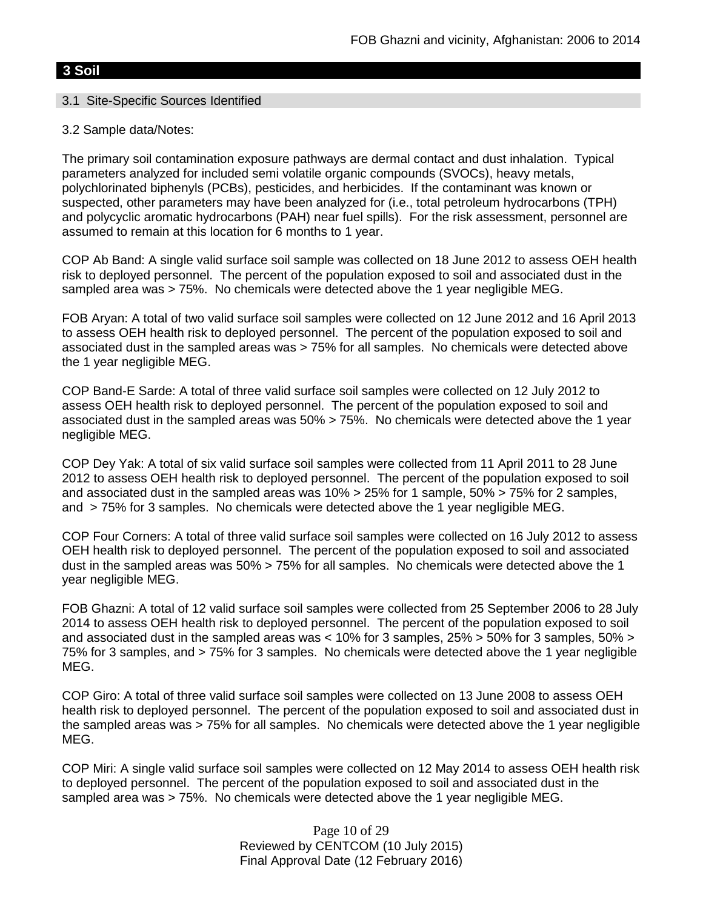## 3 Soil

### 3.1 Site-Specific Sources Identified

3.2 Sample data/Notes:

The primary soil contamination exposure pathways are dermal contact and dust inhalation. Typical parameters analyzed for included semi volatile organic compounds (SVOCs), heavy metals, polychlorinated biphenyls (PCBs), pesticides, and herbicides. If the contaminant was known or suspected, other parameters may have been analyzed for (i.e., total petroleum hydrocarbons (TPH) and polycyclic aromatic hydrocarbons (PAH) near fuel spills). For the risk assessment, personnel are assumed to remain at this location for 6 months to 1 year.

COP Ab Band: A single valid surface soil sample was collected on 18 June 2012 to assess OEH health risk to deployed personnel. The percent of the population exposed to soil and associated dust in the sampled area was > 75%. No chemicals were detected above the 1 year negligible MEG.

FOB Aryan: A total of two valid surface soil samples were collected on 12 June 2012 and 16 April 2013 to assess OEH health risk to deployed personnel. The percent of the population exposed to soil and associated dust in the sampled areas was > 75% for all samples. No chemicals were detected above the 1 year negligible MEG.

COP Band-E Sarde: A total of three valid surface soil samples were collected on 12 July 2012 to assess OEH health risk to deployed personnel. The percent of the population exposed to soil and associated dust in the sampled areas was 50% > 75%. No chemicals were detected above the 1 year negligible MEG.

COP Dey Yak: A total of six valid surface soil samples were collected from 11 April 2011 to 28 June 2012 to assess OEH health risk to deployed personnel. The percent of the population exposed to soil and associated dust in the sampled areas was 10% > 25% for 1 sample, 50% > 75% for 2 samples, and > 75% for 3 samples. No chemicals were detected above the 1 year negligible MEG.

COP Four Corners: A total of three valid surface soil samples were collected on 16 July 2012 to assess OEH health risk to deployed personnel. The percent of the population exposed to soil and associated dust in the sampled areas was 50% > 75% for all samples. No chemicals were detected above the 1 year negligible MEG.

FOB Ghazni: A total of 12 valid surface soil samples were collected from 25 September 2006 to 28 July 2014 to assess OEH health risk to deployed personnel. The percent of the population exposed to soil and associated dust in the sampled areas was < 10% for 3 samples, 25% > 50% for 3 samples, 50% > 75% for 3 samples, and > 75% for 3 samples. No chemicals were detected above the 1 year negligible MEG.

COP Giro: A total of three valid surface soil samples were collected on 13 June 2008 to assess OEH health risk to deployed personnel. The percent of the population exposed to soil and associated dust in the sampled areas was > 75% for all samples. No chemicals were detected above the 1 year negligible MEG.

COP Miri: A single valid surface soil samples were collected on 12 May 2014 to assess OEH health risk to deployed personnel. The percent of the population exposed to soil and associated dust in the sampled area was > 75%. No chemicals were detected above the 1 year negligible MEG.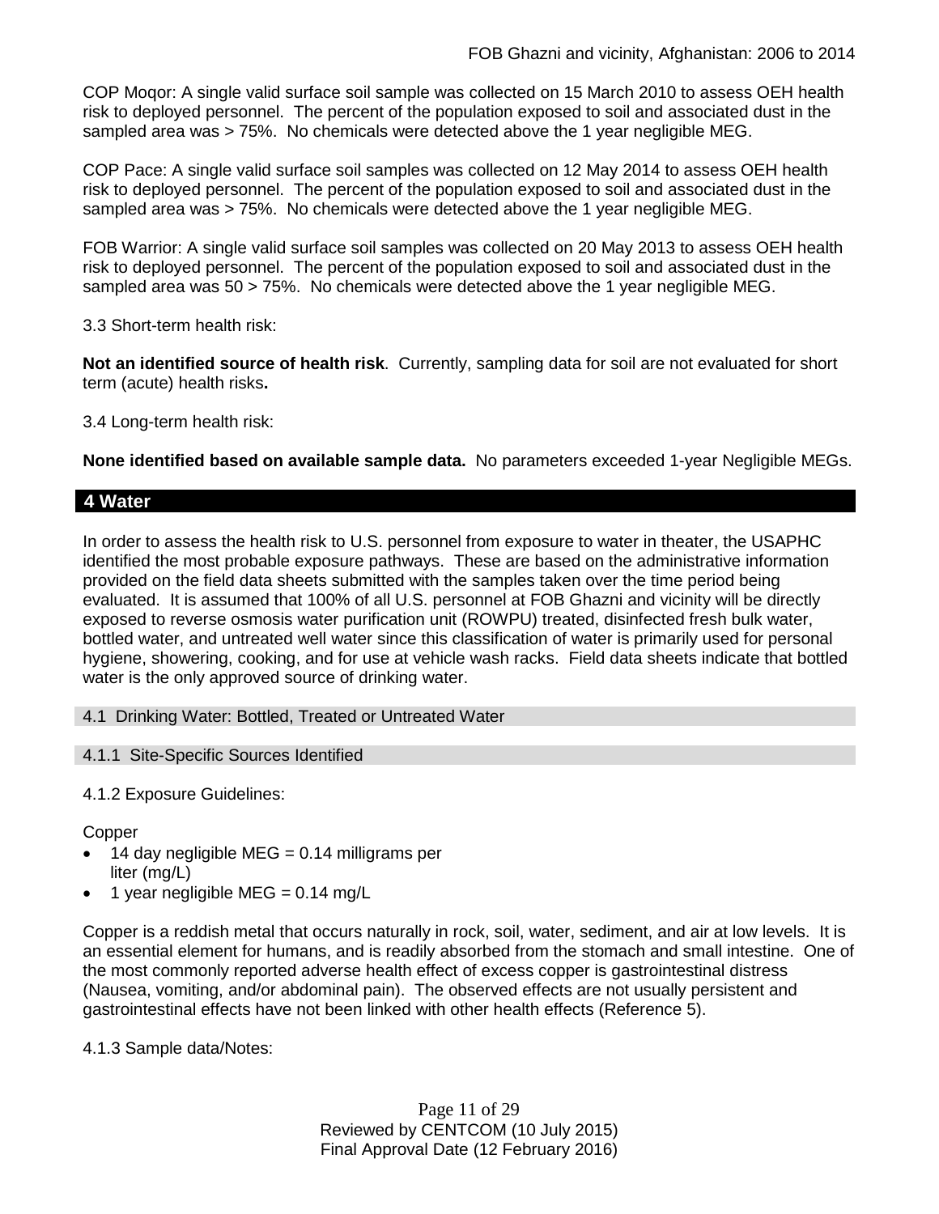COP Moqor: A single valid surface soil sample was collected on 15 March 2010 to assess OEH health risk to deployed personnel. The percent of the population exposed to soil and associated dust in the sampled area was > 75%. No chemicals were detected above the 1 year negligible MEG.

COP Pace: A single valid surface soil samples was collected on 12 May 2014 to assess OEH health risk to deployed personnel. The percent of the population exposed to soil and associated dust in the sampled area was > 75%. No chemicals were detected above the 1 year negligible MEG.

FOB Warrior: A single valid surface soil samples was collected on 20 May 2013 to assess OEH health risk to deployed personnel. The percent of the population exposed to soil and associated dust in the sampled area was 50 > 75%. No chemicals were detected above the 1 year negligible MEG.

3.3 Short-term health risk:

**Not an identified source of health risk**. Currently, sampling data for soil are not evaluated for short term (acute) health risks**.**

3.4 Long-term health risk:

**None identified based on available sample data.** No parameters exceeded 1-year Negligible MEGs.

## 4 Water

In order to assess the health risk to U.S. personnel from exposure to water in theater, the USAPHC identified the most probable exposure pathways. These are based on the administrative information provided on the field data sheets submitted with the samples taken over the time period being evaluated. It is assumed that 100% of all U.S. personnel at FOB Ghazni and vicinity will be directly exposed to reverse osmosis water purification unit (ROWPU) treated, disinfected fresh bulk water, bottled water, and untreated well water since this classification of water is primarily used for personal hygiene, showering, cooking, and for use at vehicle wash racks. Field data sheets indicate that bottled water is the only approved source of drinking water.

### 4.1 Drinking Water: Bottled, Treated or Untreated Water

#### 4.1.1 Site-Specific Sources Identified

4.1.2 Exposure Guidelines:

Copper

- 14 day negligible MEG = 0.14 milligrams per liter (mg/L)
- 1 year negligible MEG = 0.14 mg/L

Copper is a reddish metal that occurs naturally in rock, soil, water, sediment, and air at low levels. It is an essential element for humans, and is readily absorbed from the stomach and small intestine. One of the most commonly reported adverse health effect of excess copper is gastrointestinal distress (Nausea, vomiting, and/or abdominal pain). The observed effects are not usually persistent and gastrointestinal effects have not been linked with other health effects (Reference 5).

4.1.3 Sample data/Notes: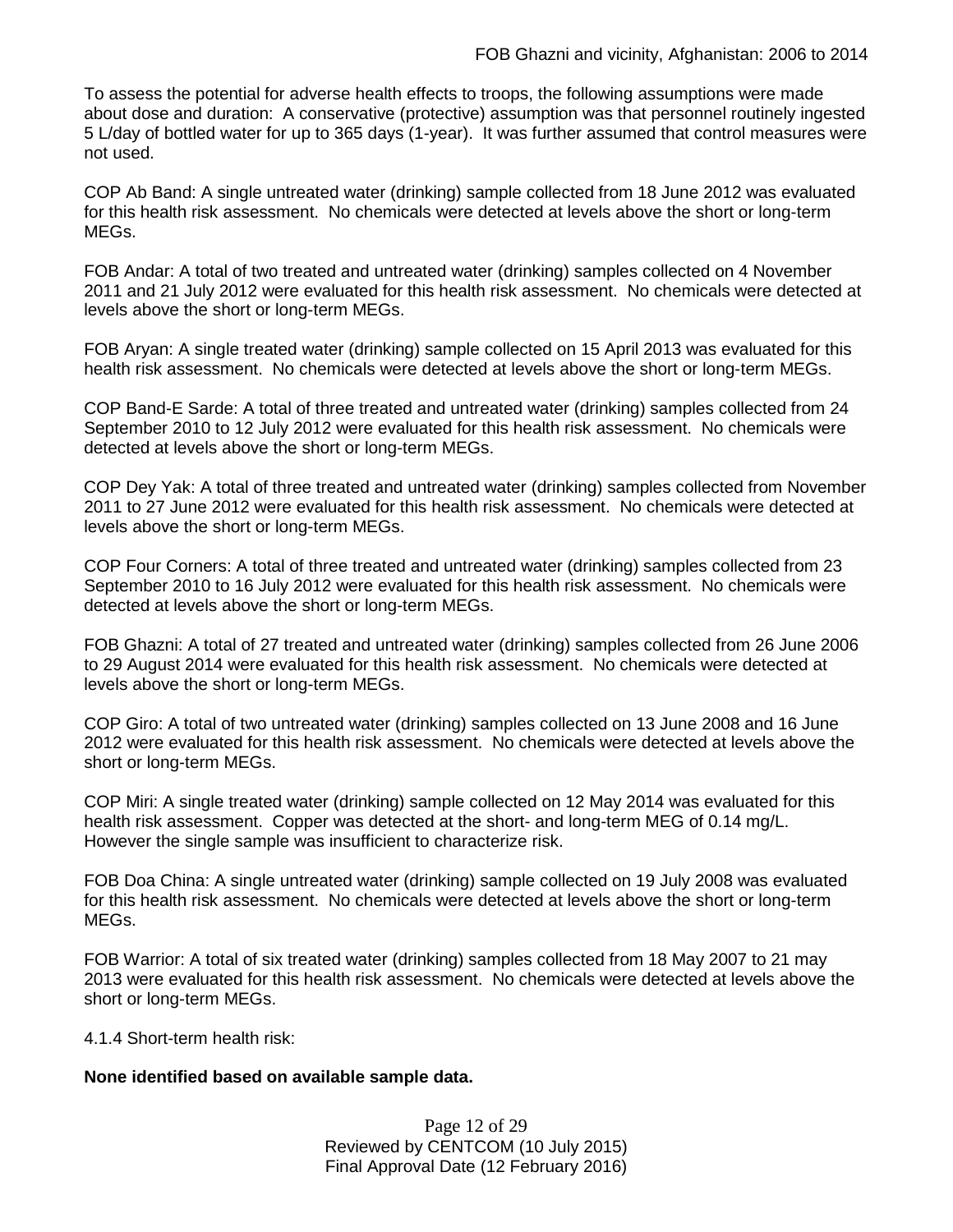To assess the potential for adverse health effects to troops, the following assumptions were made about dose and duration: A conservative (protective) assumption was that personnel routinely ingested 5 L/day of bottled water for up to 365 days (1-year). It was further assumed that control measures were not used.

COP Ab Band: A single untreated water (drinking) sample collected from 18 June 2012 was evaluated for this health risk assessment. No chemicals were detected at levels above the short or long-term MEGs.

FOB Andar: A total of two treated and untreated water (drinking) samples collected on 4 November 2011 and 21 July 2012 were evaluated for this health risk assessment. No chemicals were detected at levels above the short or long-term MEGs.

FOB Aryan: A single treated water (drinking) sample collected on 15 April 2013 was evaluated for this health risk assessment. No chemicals were detected at levels above the short or long-term MEGs.

COP Band-E Sarde: A total of three treated and untreated water (drinking) samples collected from 24 September 2010 to 12 July 2012 were evaluated for this health risk assessment. No chemicals were detected at levels above the short or long-term MEGs.

COP Dey Yak: A total of three treated and untreated water (drinking) samples collected from November 2011 to 27 June 2012 were evaluated for this health risk assessment. No chemicals were detected at levels above the short or long-term MEGs.

COP Four Corners: A total of three treated and untreated water (drinking) samples collected from 23 September 2010 to 16 July 2012 were evaluated for this health risk assessment. No chemicals were detected at levels above the short or long-term MEGs.

FOB Ghazni: A total of 27 treated and untreated water (drinking) samples collected from 26 June 2006 to 29 August 2014 were evaluated for this health risk assessment. No chemicals were detected at levels above the short or long-term MEGs.

COP Giro: A total of two untreated water (drinking) samples collected on 13 June 2008 and 16 June 2012 were evaluated for this health risk assessment. No chemicals were detected at levels above the short or long-term MEGs.

COP Miri: A single treated water (drinking) sample collected on 12 May 2014 was evaluated for this health risk assessment. Copper was detected at the short- and long-term MEG of 0.14 mg/L. However the single sample was insufficient to characterize risk.

FOB Doa China: A single untreated water (drinking) sample collected on 19 July 2008 was evaluated for this health risk assessment. No chemicals were detected at levels above the short or long-term MEGs.

FOB Warrior: A total of six treated water (drinking) samples collected from 18 May 2007 to 21 may 2013 were evaluated for this health risk assessment. No chemicals were detected at levels above the short or long-term MEGs.

4.1.4 Short-term health risk:

**None identified based on available sample data.**

Reviewed by CENTCOM (10 July 2015)
Final Approval Date (12 February 2016)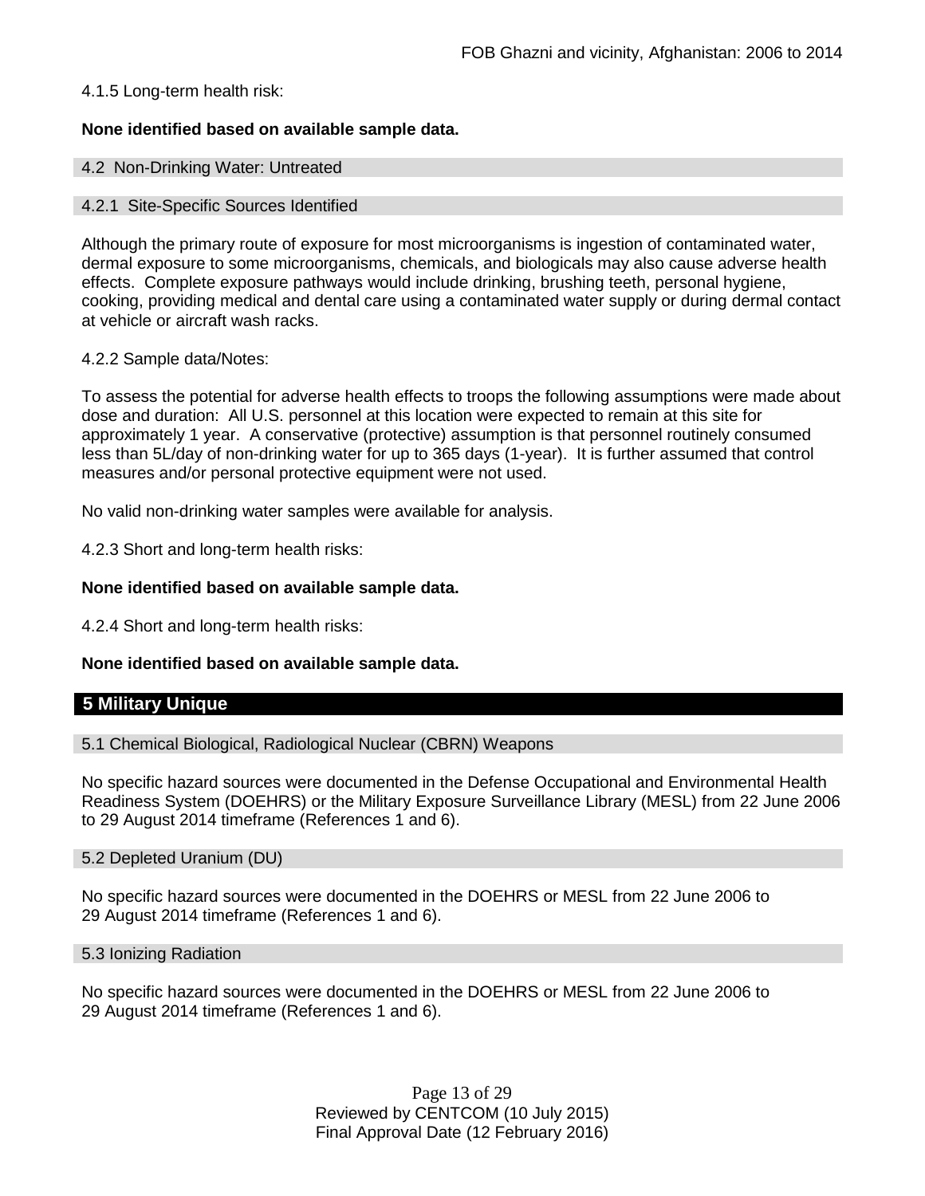4.1.5 Long-term health risk:

**None identified based on available sample data.**

### 4.2 Non-Drinking Water: Untreated

#### 4.2.1 Site-Specific Sources Identified

Although the primary route of exposure for most microorganisms is ingestion of contaminated water, dermal exposure to some microorganisms, chemicals, and biologicals may also cause adverse health effects. Complete exposure pathways would include drinking, brushing teeth, personal hygiene, cooking, providing medical and dental care using a contaminated water supply or during dermal contact at vehicle or aircraft wash racks.

4.2.2 Sample data/Notes:

To assess the potential for adverse health effects to troops the following assumptions were made about dose and duration: All U.S. personnel at this location were expected to remain at this site for approximately 1 year. A conservative (protective) assumption is that personnel routinely consumed less than 5L/day of non-drinking water for up to 365 days (1-year). It is further assumed that control measures and/or personal protective equipment were not used.

No valid non-drinking water samples were available for analysis.

4.2.3 Short and long-term health risks:

**None identified based on available sample data.**

4.2.4 Short and long-term health risks:

**None identified based on available sample data.**

## 5 Military Unique

### 5.1 Chemical Biological, Radiological Nuclear (CBRN) Weapons

No specific hazard sources were documented in the Defense Occupational and Environmental Health Readiness System (DOEHRS) or the Military Exposure Surveillance Library (MESL) from 22 June 2006 to 29 August 2014 timeframe (References 1 and 6).

### 5.2 Depleted Uranium (DU)

No specific hazard sources were documented in the DOEHRS or MESL from 22 June 2006 to 29 August 2014 timeframe (References 1 and 6).

### 5.3 Ionizing Radiation

No specific hazard sources were documented in the DOEHRS or MESL from 22 June 2006 to 29 August 2014 timeframe (References 1 and 6).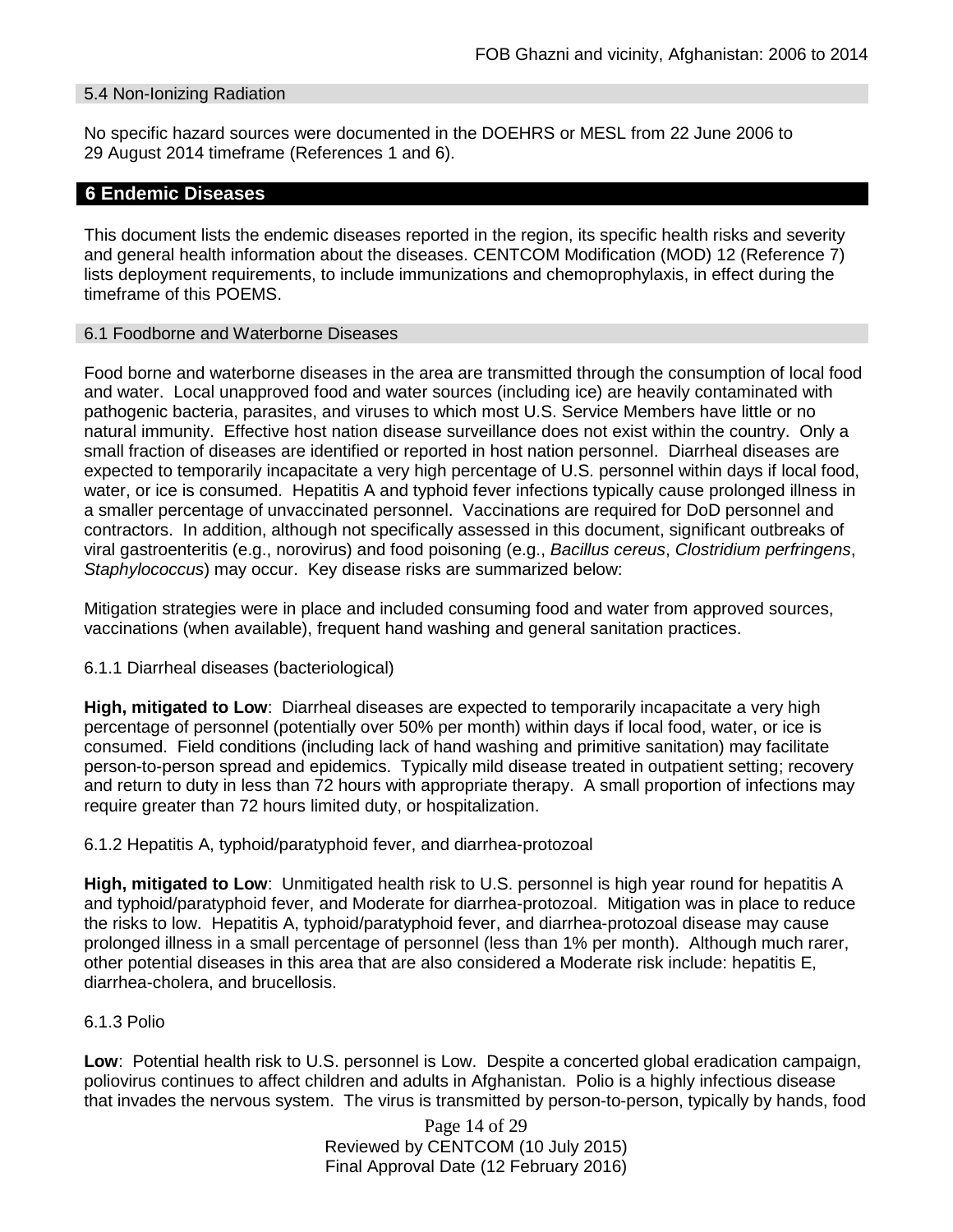### 5.4 Non-Ionizing Radiation

No specific hazard sources were documented in the DOEHRS or MESL from 22 June 2006 to 29 August 2014 timeframe (References 1 and 6).

## 6 Endemic Diseases

This document lists the endemic diseases reported in the region, its specific health risks and severity and general health information about the diseases. CENTCOM Modification (MOD) 12 (Reference 7) lists deployment requirements, to include immunizations and chemoprophylaxis, in effect during the timeframe of this POEMS.

### 6.1 Foodborne and Waterborne Diseases

Food borne and waterborne diseases in the area are transmitted through the consumption of local food and water. Local unapproved food and water sources (including ice) are heavily contaminated with pathogenic bacteria, parasites, and viruses to which most U.S. Service Members have little or no natural immunity. Effective host nation disease surveillance does not exist within the country. Only a small fraction of diseases are identified or reported in host nation personnel. Diarrheal diseases are expected to temporarily incapacitate a very high percentage of U.S. personnel within days if local food, water, or ice is consumed. Hepatitis A and typhoid fever infections typically cause prolonged illness in a smaller percentage of unvaccinated personnel. Vaccinations are required for DoD personnel and contractors. In addition, although not specifically assessed in this document, significant outbreaks of viral gastroenteritis (e.g., norovirus) and food poisoning (e.g., *Bacillus cereus*, *Clostridium perfringens*, *Staphylococcus*) may occur. Key disease risks are summarized below:

Mitigation strategies were in place and included consuming food and water from approved sources, vaccinations (when available), frequent hand washing and general sanitation practices.

#### 6.1.1 Diarrheal diseases (bacteriological)

**High, mitigated to Low**: Diarrheal diseases are expected to temporarily incapacitate a very high percentage of personnel (potentially over 50% per month) within days if local food, water, or ice is consumed. Field conditions (including lack of hand washing and primitive sanitation) may facilitate person-to-person spread and epidemics. Typically mild disease treated in outpatient setting; recovery and return to duty in less than 72 hours with appropriate therapy. A small proportion of infections may require greater than 72 hours limited duty, or hospitalization.

#### 6.1.2 Hepatitis A, typhoid/paratyphoid fever, and diarrhea-protozoal

**High, mitigated to Low**: Unmitigated health risk to U.S. personnel is high year round for hepatitis A and typhoid/paratyphoid fever, and Moderate for diarrhea-protozoal. Mitigation was in place to reduce the risks to low. Hepatitis A, typhoid/paratyphoid fever, and diarrhea-protozoal disease may cause prolonged illness in a small percentage of personnel (less than 1% per month). Although much rarer, other potential diseases in this area that are also considered a Moderate risk include: hepatitis E, diarrhea-cholera, and brucellosis.

#### 6.1.3 Polio

**Low**: Potential health risk to U.S. personnel is Low. Despite a concerted global eradication campaign, poliovirus continues to affect children and adults in Afghanistan. Polio is a highly infectious disease that invades the nervous system. The virus is transmitted by person-to-person, typically by hands, food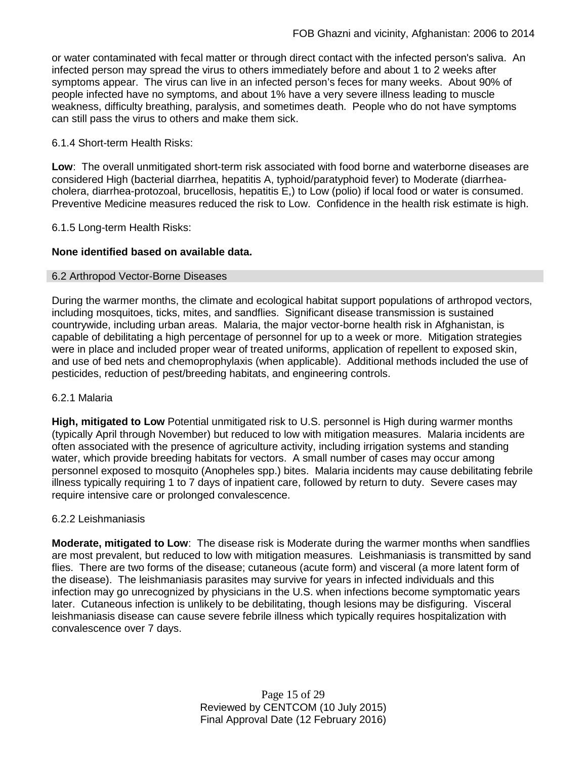or water contaminated with fecal matter or through direct contact with the infected person's saliva. An infected person may spread the virus to others immediately before and about 1 to 2 weeks after symptoms appear. The virus can live in an infected person's feces for many weeks. About 90% of people infected have no symptoms, and about 1% have a very severe illness leading to muscle weakness, difficulty breathing, paralysis, and sometimes death. People who do not have symptoms can still pass the virus to others and make them sick.

6.1.4 Short-term Health Risks:

**Low**: The overall unmitigated short-term risk associated with food borne and waterborne diseases are considered High (bacterial diarrhea, hepatitis A, typhoid/paratyphoid fever) to Moderate (diarrhea-cholera, diarrhea-protozoal, brucellosis, hepatitis E,) to Low (polio) if local food or water is consumed. Preventive Medicine measures reduced the risk to Low. Confidence in the health risk estimate is high.

6.1.5 Long-term Health Risks:

**None identified based on available data.**

## 6.2 Arthropod Vector-Borne Diseases

During the warmer months, the climate and ecological habitat support populations of arthropod vectors, including mosquitoes, ticks, mites, and sandflies. Significant disease transmission is sustained countrywide, including urban areas. Malaria, the major vector-borne health risk in Afghanistan, is capable of debilitating a high percentage of personnel for up to a week or more. Mitigation strategies were in place and included proper wear of treated uniforms, application of repellent to exposed skin, and use of bed nets and chemoprophylaxis (when applicable). Additional methods included the use of pesticides, reduction of pest/breeding habitats, and engineering controls.

6.2.1 Malaria

**High, mitigated to Low** Potential unmitigated risk to U.S. personnel is High during warmer months (typically April through November) but reduced to low with mitigation measures. Malaria incidents are often associated with the presence of agriculture activity, including irrigation systems and standing water, which provide breeding habitats for vectors. A small number of cases may occur among personnel exposed to mosquito (Anopheles spp.) bites. Malaria incidents may cause debilitating febrile illness typically requiring 1 to 7 days of inpatient care, followed by return to duty. Severe cases may require intensive care or prolonged convalescence.

6.2.2 Leishmaniasis

**Moderate, mitigated to Low**: The disease risk is Moderate during the warmer months when sandflies are most prevalent, but reduced to low with mitigation measures. Leishmaniasis is transmitted by sand flies. There are two forms of the disease; cutaneous (acute form) and visceral (a more latent form of the disease). The leishmaniasis parasites may survive for years in infected individuals and this infection may go unrecognized by physicians in the U.S. when infections become symptomatic years later. Cutaneous infection is unlikely to be debilitating, though lesions may be disfiguring. Visceral leishmaniasis disease can cause severe febrile illness which typically requires hospitalization with convalescence over 7 days.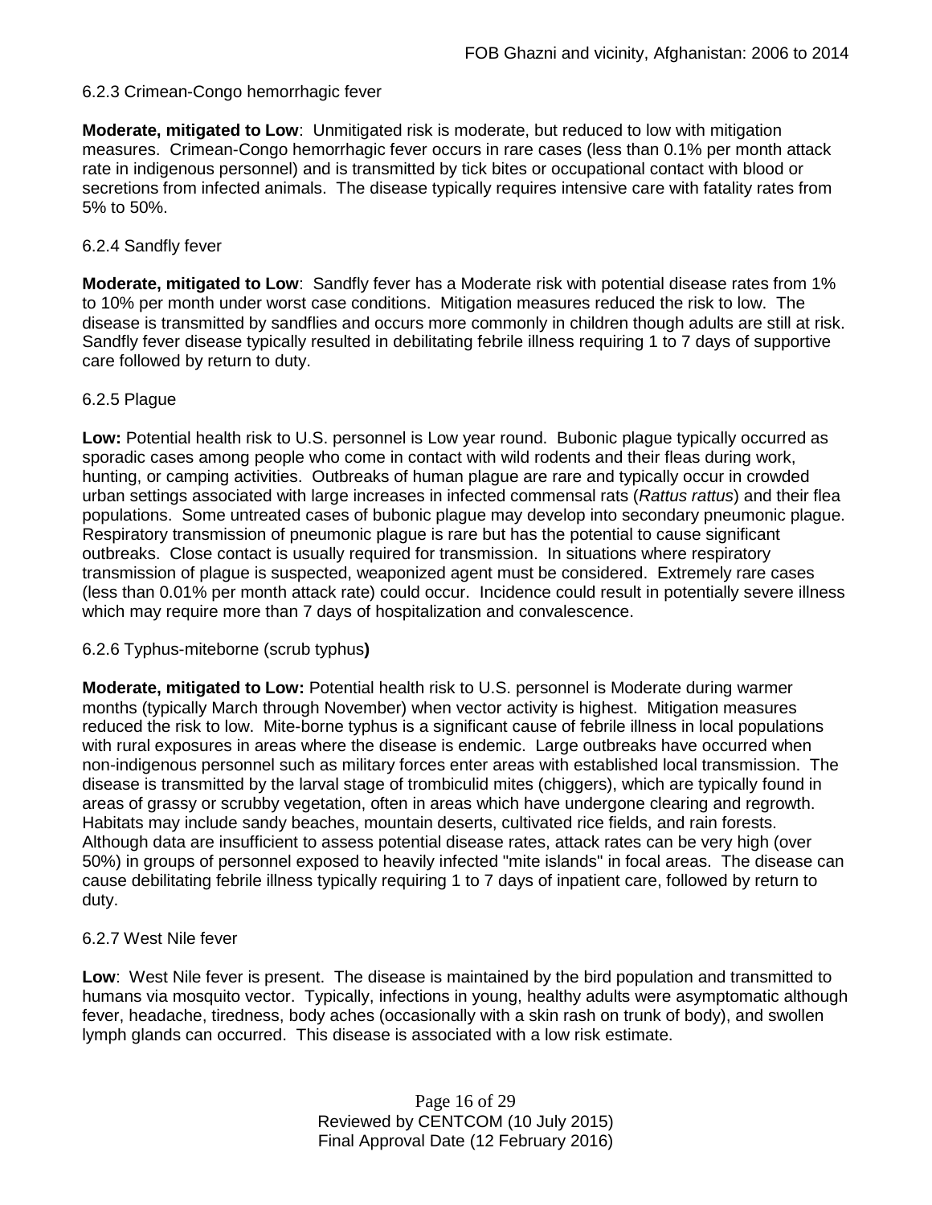#### 6.2.3 Crimean-Congo hemorrhagic fever

**Moderate, mitigated to Low**: Unmitigated risk is moderate, but reduced to low with mitigation measures. Crimean-Congo hemorrhagic fever occurs in rare cases (less than 0.1% per month attack rate in indigenous personnel) and is transmitted by tick bites or occupational contact with blood or secretions from infected animals. The disease typically requires intensive care with fatality rates from 5% to 50%.

#### 6.2.4 Sandfly fever

**Moderate, mitigated to Low**: Sandfly fever has a Moderate risk with potential disease rates from 1% to 10% per month under worst case conditions. Mitigation measures reduced the risk to low. The disease is transmitted by sandflies and occurs more commonly in children though adults are still at risk. Sandfly fever disease typically resulted in debilitating febrile illness requiring 1 to 7 days of supportive care followed by return to duty.

#### 6.2.5 Plague

**Low:** Potential health risk to U.S. personnel is Low year round. Bubonic plague typically occurred as sporadic cases among people who come in contact with wild rodents and their fleas during work, hunting, or camping activities. Outbreaks of human plague are rare and typically occur in crowded urban settings associated with large increases in infected commensal rats (*Rattus rattus*) and their flea populations. Some untreated cases of bubonic plague may develop into secondary pneumonic plague. Respiratory transmission of pneumonic plague is rare but has the potential to cause significant outbreaks. Close contact is usually required for transmission. In situations where respiratory transmission of plague is suspected, weaponized agent must be considered. Extremely rare cases (less than 0.01% per month attack rate) could occur. Incidence could result in potentially severe illness which may require more than 7 days of hospitalization and convalescence.

#### 6.2.6 Typhus-miteborne (scrub typhus**)**

**Moderate, mitigated to Low:** Potential health risk to U.S. personnel is Moderate during warmer months (typically March through November) when vector activity is highest. Mitigation measures reduced the risk to low. Mite-borne typhus is a significant cause of febrile illness in local populations with rural exposures in areas where the disease is endemic. Large outbreaks have occurred when non-indigenous personnel such as military forces enter areas with established local transmission. The disease is transmitted by the larval stage of trombiculid mites (chiggers), which are typically found in areas of grassy or scrubby vegetation, often in areas which have undergone clearing and regrowth. Habitats may include sandy beaches, mountain deserts, cultivated rice fields, and rain forests. Although data are insufficient to assess potential disease rates, attack rates can be very high (over 50%) in groups of personnel exposed to heavily infected "mite islands" in focal areas. The disease can cause debilitating febrile illness typically requiring 1 to 7 days of inpatient care, followed by return to duty.

#### 6.2.7 West Nile fever

**Low**: West Nile fever is present. The disease is maintained by the bird population and transmitted to humans via mosquito vector. Typically, infections in young, healthy adults were asymptomatic although fever, headache, tiredness, body aches (occasionally with a skin rash on trunk of body), and swollen lymph glands can occurred. This disease is associated with a low risk estimate.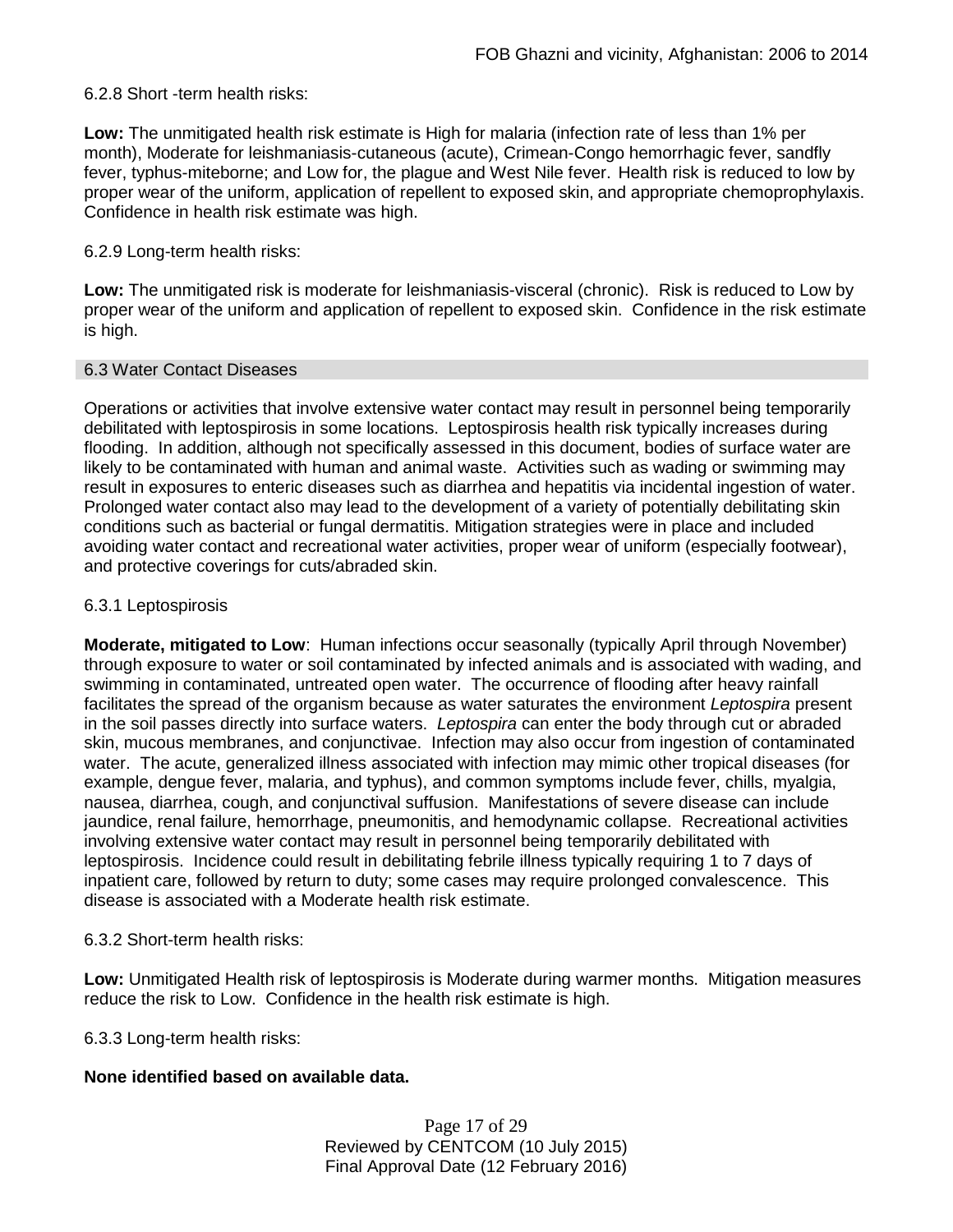6.2.8 Short -term health risks:

**Low:** The unmitigated health risk estimate is High for malaria (infection rate of less than 1% per month), Moderate for leishmaniasis-cutaneous (acute), Crimean-Congo hemorrhagic fever, sandfly fever, typhus-miteborne; and Low for, the plague and West Nile fever. Health risk is reduced to low by proper wear of the uniform, application of repellent to exposed skin, and appropriate chemoprophylaxis. Confidence in health risk estimate was high.

6.2.9 Long-term health risks:

**Low:** The unmitigated risk is moderate for leishmaniasis-visceral (chronic). Risk is reduced to Low by proper wear of the uniform and application of repellent to exposed skin. Confidence in the risk estimate is high.

## 6.3 Water Contact Diseases

Operations or activities that involve extensive water contact may result in personnel being temporarily debilitated with leptospirosis in some locations. Leptospirosis health risk typically increases during flooding. In addition, although not specifically assessed in this document, bodies of surface water are likely to be contaminated with human and animal waste. Activities such as wading or swimming may result in exposures to enteric diseases such as diarrhea and hepatitis via incidental ingestion of water. Prolonged water contact also may lead to the development of a variety of potentially debilitating skin conditions such as bacterial or fungal dermatitis. Mitigation strategies were in place and included avoiding water contact and recreational water activities, proper wear of uniform (especially footwear), and protective coverings for cuts/abraded skin.

6.3.1 Leptospirosis

**Moderate, mitigated to Low**: Human infections occur seasonally (typically April through November) through exposure to water or soil contaminated by infected animals and is associated with wading, and swimming in contaminated, untreated open water. The occurrence of flooding after heavy rainfall facilitates the spread of the organism because as water saturates the environment *Leptospira* present in the soil passes directly into surface waters. *Leptospira* can enter the body through cut or abraded skin, mucous membranes, and conjunctivae. Infection may also occur from ingestion of contaminated water. The acute, generalized illness associated with infection may mimic other tropical diseases (for example, dengue fever, malaria, and typhus), and common symptoms include fever, chills, myalgia, nausea, diarrhea, cough, and conjunctival suffusion. Manifestations of severe disease can include jaundice, renal failure, hemorrhage, pneumonitis, and hemodynamic collapse. Recreational activities involving extensive water contact may result in personnel being temporarily debilitated with leptospirosis. Incidence could result in debilitating febrile illness typically requiring 1 to 7 days of inpatient care, followed by return to duty; some cases may require prolonged convalescence. This disease is associated with a Moderate health risk estimate.

6.3.2 Short-term health risks:

**Low:** Unmitigated Health risk of leptospirosis is Moderate during warmer months. Mitigation measures reduce the risk to Low. Confidence in the health risk estimate is high.

6.3.3 Long-term health risks:

**None identified based on available data.**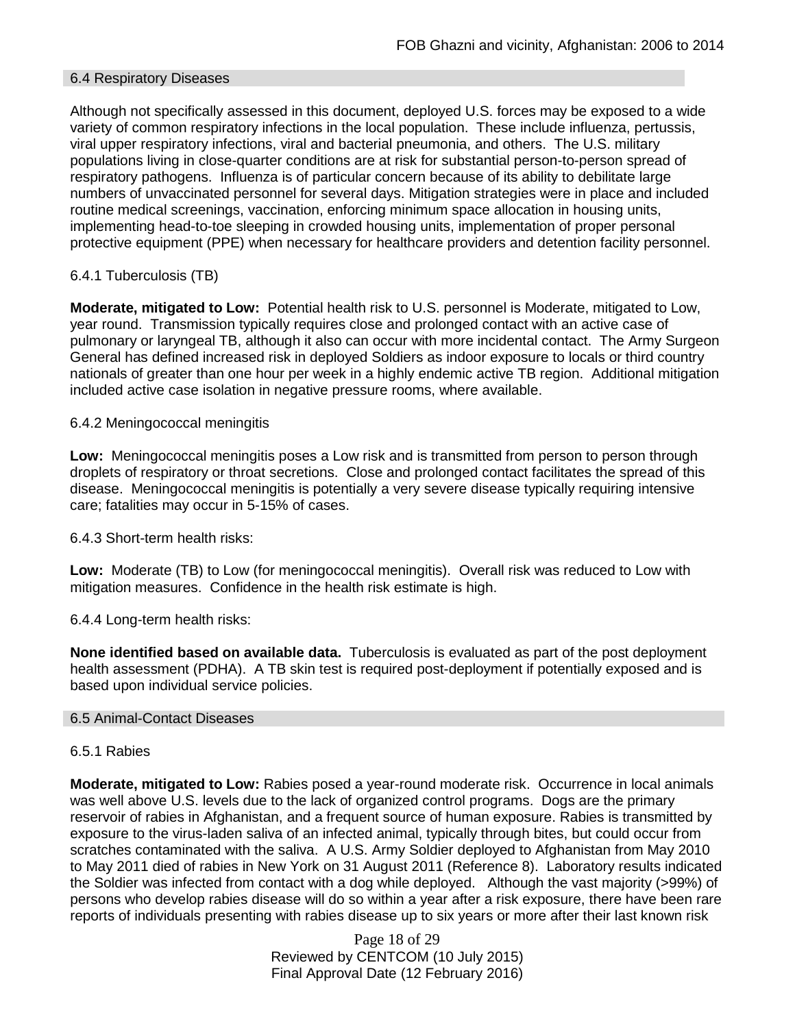## 6.4 Respiratory Diseases

Although not specifically assessed in this document, deployed U.S. forces may be exposed to a wide variety of common respiratory infections in the local population. These include influenza, pertussis, viral upper respiratory infections, viral and bacterial pneumonia, and others. The U.S. military populations living in close-quarter conditions are at risk for substantial person-to-person spread of respiratory pathogens. Influenza is of particular concern because of its ability to debilitate large numbers of unvaccinated personnel for several days. Mitigation strategies were in place and included routine medical screenings, vaccination, enforcing minimum space allocation in housing units, implementing head-to-toe sleeping in crowded housing units, implementation of proper personal protective equipment (PPE) when necessary for healthcare providers and detention facility personnel.

### 6.4.1 Tuberculosis (TB)

**Moderate, mitigated to Low:** Potential health risk to U.S. personnel is Moderate, mitigated to Low, year round. Transmission typically requires close and prolonged contact with an active case of pulmonary or laryngeal TB, although it also can occur with more incidental contact. The Army Surgeon General has defined increased risk in deployed Soldiers as indoor exposure to locals or third country nationals of greater than one hour per week in a highly endemic active TB region. Additional mitigation included active case isolation in negative pressure rooms, where available.

### 6.4.2 Meningococcal meningitis

**Low:** Meningococcal meningitis poses a Low risk and is transmitted from person to person through droplets of respiratory or throat secretions. Close and prolonged contact facilitates the spread of this disease. Meningococcal meningitis is potentially a very severe disease typically requiring intensive care; fatalities may occur in 5-15% of cases.

### 6.4.3 Short-term health risks:

**Low:** Moderate (TB) to Low (for meningococcal meningitis). Overall risk was reduced to Low with mitigation measures. Confidence in the health risk estimate is high.

### 6.4.4 Long-term health risks:

**None identified based on available data.** Tuberculosis is evaluated as part of the post deployment health assessment (PDHA). A TB skin test is required post-deployment if potentially exposed and is based upon individual service policies.

## 6.5 Animal-Contact Diseases

### 6.5.1 Rabies

**Moderate, mitigated to Low:** Rabies posed a year-round moderate risk. Occurrence in local animals was well above U.S. levels due to the lack of organized control programs. Dogs are the primary reservoir of rabies in Afghanistan, and a frequent source of human exposure. Rabies is transmitted by exposure to the virus-laden saliva of an infected animal, typically through bites, but could occur from scratches contaminated with the saliva. A U.S. Army Soldier deployed to Afghanistan from May 2010 to May 2011 died of rabies in New York on 31 August 2011 (Reference 8). Laboratory results indicated the Soldier was infected from contact with a dog while deployed. Although the vast majority (>99%) of persons who develop rabies disease will do so within a year after a risk exposure, there have been rare reports of individuals presenting with rabies disease up to six years or more after their last known risk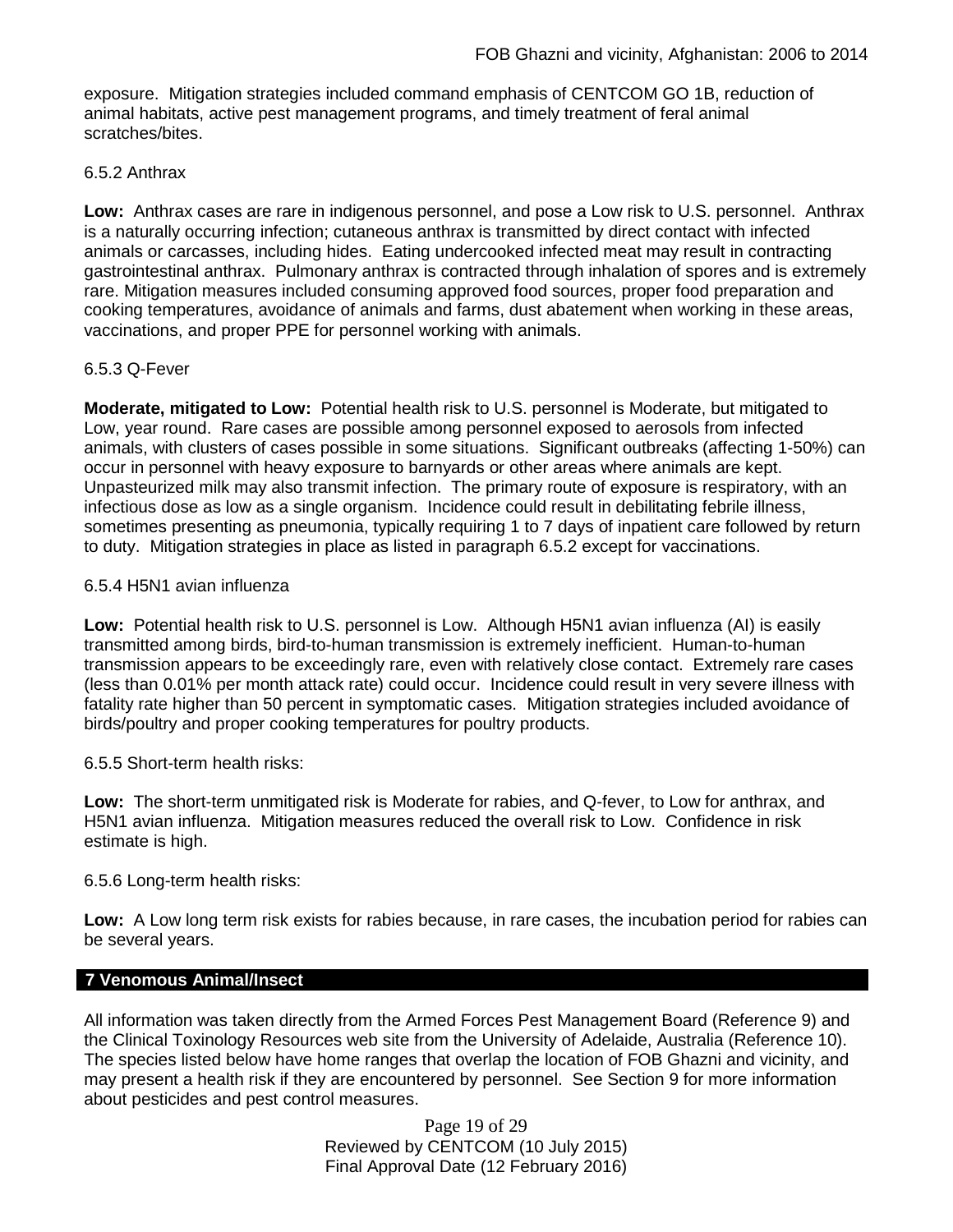exposure. Mitigation strategies included command emphasis of CENTCOM GO 1B, reduction of animal habitats, active pest management programs, and timely treatment of feral animal scratches/bites.

6.5.2 Anthrax

**Low:** Anthrax cases are rare in indigenous personnel, and pose a Low risk to U.S. personnel. Anthrax is a naturally occurring infection; cutaneous anthrax is transmitted by direct contact with infected animals or carcasses, including hides. Eating undercooked infected meat may result in contracting gastrointestinal anthrax. Pulmonary anthrax is contracted through inhalation of spores and is extremely rare. Mitigation measures included consuming approved food sources, proper food preparation and cooking temperatures, avoidance of animals and farms, dust abatement when working in these areas, vaccinations, and proper PPE for personnel working with animals.

6.5.3 Q-Fever

**Moderate, mitigated to Low:** Potential health risk to U.S. personnel is Moderate, but mitigated to Low, year round. Rare cases are possible among personnel exposed to aerosols from infected animals, with clusters of cases possible in some situations. Significant outbreaks (affecting 1-50%) can occur in personnel with heavy exposure to barnyards or other areas where animals are kept. Unpasteurized milk may also transmit infection. The primary route of exposure is respiratory, with an infectious dose as low as a single organism. Incidence could result in debilitating febrile illness, sometimes presenting as pneumonia, typically requiring 1 to 7 days of inpatient care followed by return to duty. Mitigation strategies in place as listed in paragraph 6.5.2 except for vaccinations.

6.5.4 H5N1 avian influenza

**Low:** Potential health risk to U.S. personnel is Low. Although H5N1 avian influenza (AI) is easily transmitted among birds, bird-to-human transmission is extremely inefficient. Human-to-human transmission appears to be exceedingly rare, even with relatively close contact. Extremely rare cases (less than 0.01% per month attack rate) could occur. Incidence could result in very severe illness with fatality rate higher than 50 percent in symptomatic cases. Mitigation strategies included avoidance of birds/poultry and proper cooking temperatures for poultry products.

6.5.5 Short-term health risks:

**Low:** The short-term unmitigated risk is Moderate for rabies, and Q-fever, to Low for anthrax, and H5N1 avian influenza. Mitigation measures reduced the overall risk to Low. Confidence in risk estimate is high.

6.5.6 Long-term health risks:

**Low:** A Low long term risk exists for rabies because, in rare cases, the incubation period for rabies can be several years.

## 7 Venomous Animal/Insect

All information was taken directly from the Armed Forces Pest Management Board (Reference 9) and the Clinical Toxinology Resources web site from the University of Adelaide, Australia (Reference 10). The species listed below have home ranges that overlap the location of FOB Ghazni and vicinity, and may present a health risk if they are encountered by personnel. See Section 9 for more information about pesticides and pest control measures.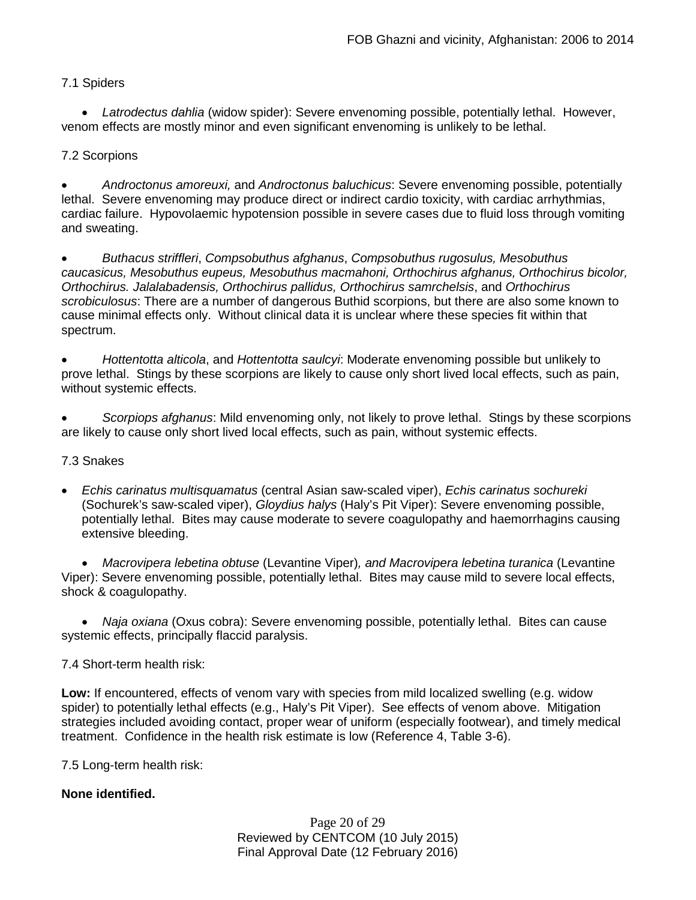7.1 Spiders

- *Latrodectus dahlia* (widow spider): Severe envenoming possible, potentially lethal. However, venom effects are mostly minor and even significant envenoming is unlikely to be lethal.

7.2 Scorpions

- *Androctonus amoreuxi,* and *Androctonus baluchicus*: Severe envenoming possible, potentially lethal. Severe envenoming may produce direct or indirect cardio toxicity, with cardiac arrhythmias, cardiac failure. Hypovolaemic hypotension possible in severe cases due to fluid loss through vomiting and sweating.

- *Buthacus striffleri*, *Compsobuthus afghanus*, *Compsobuthus rugosulus, Mesobuthus caucasicus, Mesobuthus eupeus, Mesobuthus macmahoni, Orthochirus afghanus, Orthochirus bicolor, Orthochirus. Jalalabadensis, Orthochirus pallidus, Orthochirus samrchelsis*, and *Orthochirus scrobiculosus*: There are a number of dangerous Buthid scorpions, but there are also some known to cause minimal effects only. Without clinical data it is unclear where these species fit within that spectrum.

- *Hottentotta alticola*, and *Hottentotta saulcyi*: Moderate envenoming possible but unlikely to prove lethal. Stings by these scorpions are likely to cause only short lived local effects, such as pain, without systemic effects.

- *Scorpiops afghanus*: Mild envenoming only, not likely to prove lethal. Stings by these scorpions are likely to cause only short lived local effects, such as pain, without systemic effects.

7.3 Snakes

- *Echis carinatus multisquamatus* (central Asian saw-scaled viper), *Echis carinatus sochureki* (Sochurek's saw-scaled viper), *Gloydius halys* (Haly's Pit Viper): Severe envenoming possible, potentially lethal. Bites may cause moderate to severe coagulopathy and haemorrhagins causing extensive bleeding.

- *Macrovipera lebetina obtuse* (Levantine Viper)*, and Macrovipera lebetina turanica* (Levantine Viper): Severe envenoming possible, potentially lethal. Bites may cause mild to severe local effects, shock & coagulopathy.

- *Naja oxiana* (Oxus cobra): Severe envenoming possible, potentially lethal. Bites can cause systemic effects, principally flaccid paralysis.

7.4 Short-term health risk:

**Low:** If encountered, effects of venom vary with species from mild localized swelling (e.g. widow spider) to potentially lethal effects (e.g., Haly's Pit Viper). See effects of venom above. Mitigation strategies included avoiding contact, proper wear of uniform (especially footwear), and timely medical treatment. Confidence in the health risk estimate is low (Reference 4, Table 3-6).

7.5 Long-term health risk:

**None identified.**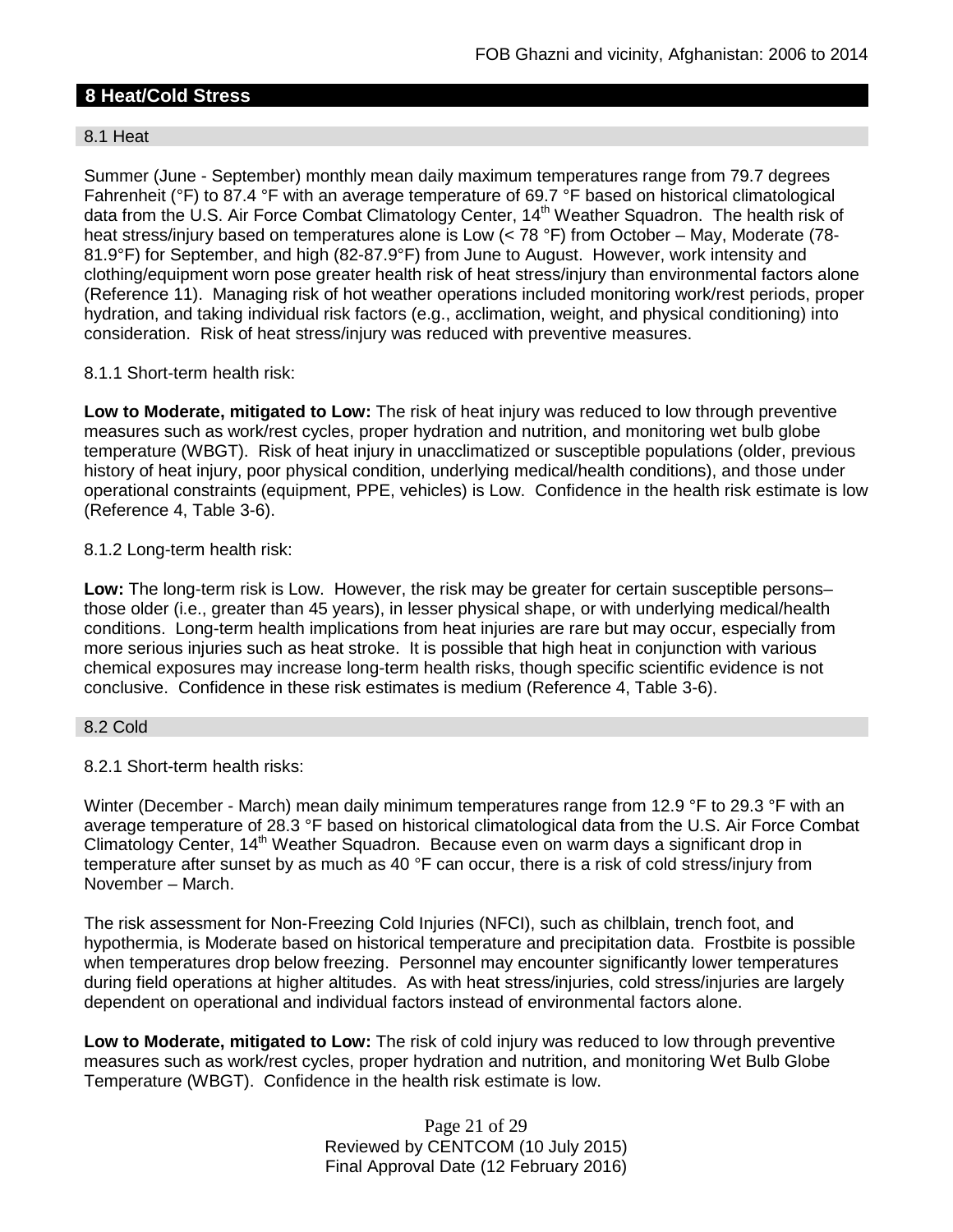## 8 Heat/Cold Stress

### 8.1 Heat

Summer (June - September) monthly mean daily maximum temperatures range from 79.7 degrees Fahrenheit (°F) to 87.4 °F with an average temperature of 69.7 °F based on historical climatological data from the U.S. Air Force Combat Climatology Center, 14th Weather Squadron. The health risk of heat stress/injury based on temperatures alone is Low (< 78 °F) from October – May, Moderate (78-81.9°F) for September, and high (82-87.9°F) from June to August. However, work intensity and clothing/equipment worn pose greater health risk of heat stress/injury than environmental factors alone (Reference 11). Managing risk of hot weather operations included monitoring work/rest periods, proper hydration, and taking individual risk factors (e.g., acclimation, weight, and physical conditioning) into consideration. Risk of heat stress/injury was reduced with preventive measures.

8.1.1 Short-term health risk:

**Low to Moderate, mitigated to Low:** The risk of heat injury was reduced to low through preventive measures such as work/rest cycles, proper hydration and nutrition, and monitoring wet bulb globe temperature (WBGT). Risk of heat injury in unacclimatized or susceptible populations (older, previous history of heat injury, poor physical condition, underlying medical/health conditions), and those under operational constraints (equipment, PPE, vehicles) is Low. Confidence in the health risk estimate is low (Reference 4, Table 3-6).

8.1.2 Long-term health risk:

**Low:** The long-term risk is Low. However, the risk may be greater for certain susceptible persons– those older (i.e., greater than 45 years), in lesser physical shape, or with underlying medical/health conditions. Long-term health implications from heat injuries are rare but may occur, especially from more serious injuries such as heat stroke. It is possible that high heat in conjunction with various chemical exposures may increase long-term health risks, though specific scientific evidence is not conclusive. Confidence in these risk estimates is medium (Reference 4, Table 3-6).

### 8.2 Cold

8.2.1 Short-term health risks:

Winter (December - March) mean daily minimum temperatures range from 12.9 °F to 29.3 °F with an average temperature of 28.3 °F based on historical climatological data from the U.S. Air Force Combat Climatology Center, 14th Weather Squadron. Because even on warm days a significant drop in temperature after sunset by as much as 40 °F can occur, there is a risk of cold stress/injury from November – March.

The risk assessment for Non-Freezing Cold Injuries (NFCI), such as chilblain, trench foot, and hypothermia, is Moderate based on historical temperature and precipitation data. Frostbite is possible when temperatures drop below freezing. Personnel may encounter significantly lower temperatures during field operations at higher altitudes. As with heat stress/injuries, cold stress/injuries are largely dependent on operational and individual factors instead of environmental factors alone.

**Low to Moderate, mitigated to Low:** The risk of cold injury was reduced to low through preventive measures such as work/rest cycles, proper hydration and nutrition, and monitoring Wet Bulb Globe Temperature (WBGT). Confidence in the health risk estimate is low.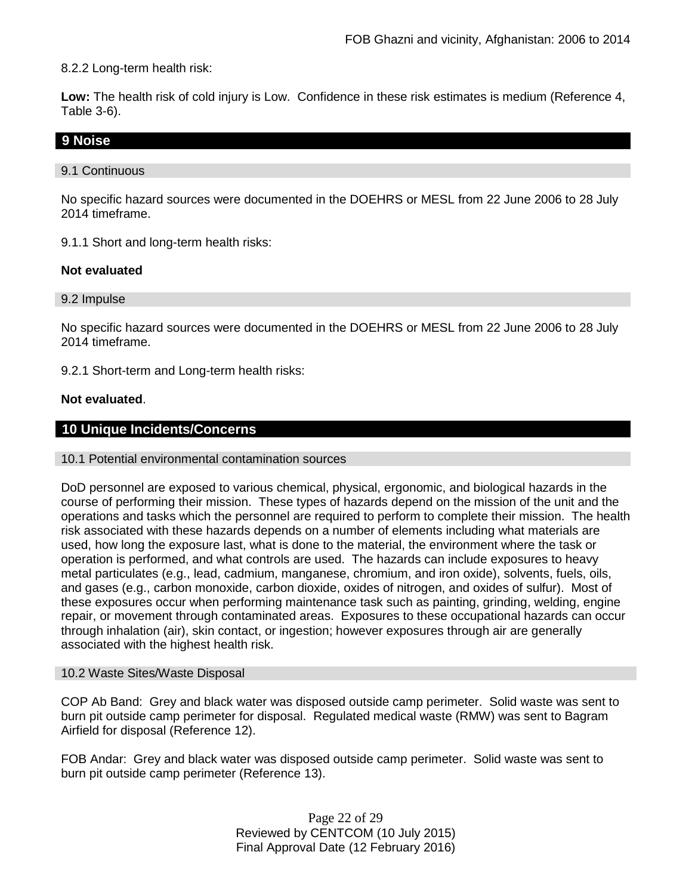8.2.2 Long-term health risk:

**Low:** The health risk of cold injury is Low. Confidence in these risk estimates is medium (Reference 4, Table 3-6).

## 9 Noise

### 9.1 Continuous

No specific hazard sources were documented in the DOEHRS or MESL from 22 June 2006 to 28 July 2014 timeframe.

9.1.1 Short and long-term health risks:

**Not evaluated**

### 9.2 Impulse

No specific hazard sources were documented in the DOEHRS or MESL from 22 June 2006 to 28 July 2014 timeframe.

9.2.1 Short-term and Long-term health risks:

**Not evaluated**.

## 10 Unique Incidents/Concerns

### 10.1 Potential environmental contamination sources

DoD personnel are exposed to various chemical, physical, ergonomic, and biological hazards in the course of performing their mission. These types of hazards depend on the mission of the unit and the operations and tasks which the personnel are required to perform to complete their mission. The health risk associated with these hazards depends on a number of elements including what materials are used, how long the exposure last, what is done to the material, the environment where the task or operation is performed, and what controls are used. The hazards can include exposures to heavy metal particulates (e.g., lead, cadmium, manganese, chromium, and iron oxide), solvents, fuels, oils, and gases (e.g., carbon monoxide, carbon dioxide, oxides of nitrogen, and oxides of sulfur). Most of these exposures occur when performing maintenance task such as painting, grinding, welding, engine repair, or movement through contaminated areas. Exposures to these occupational hazards can occur through inhalation (air), skin contact, or ingestion; however exposures through air are generally associated with the highest health risk.

### 10.2 Waste Sites/Waste Disposal

COP Ab Band: Grey and black water was disposed outside camp perimeter. Solid waste was sent to burn pit outside camp perimeter for disposal. Regulated medical waste (RMW) was sent to Bagram Airfield for disposal (Reference 12).

FOB Andar: Grey and black water was disposed outside camp perimeter. Solid waste was sent to burn pit outside camp perimeter (Reference 13).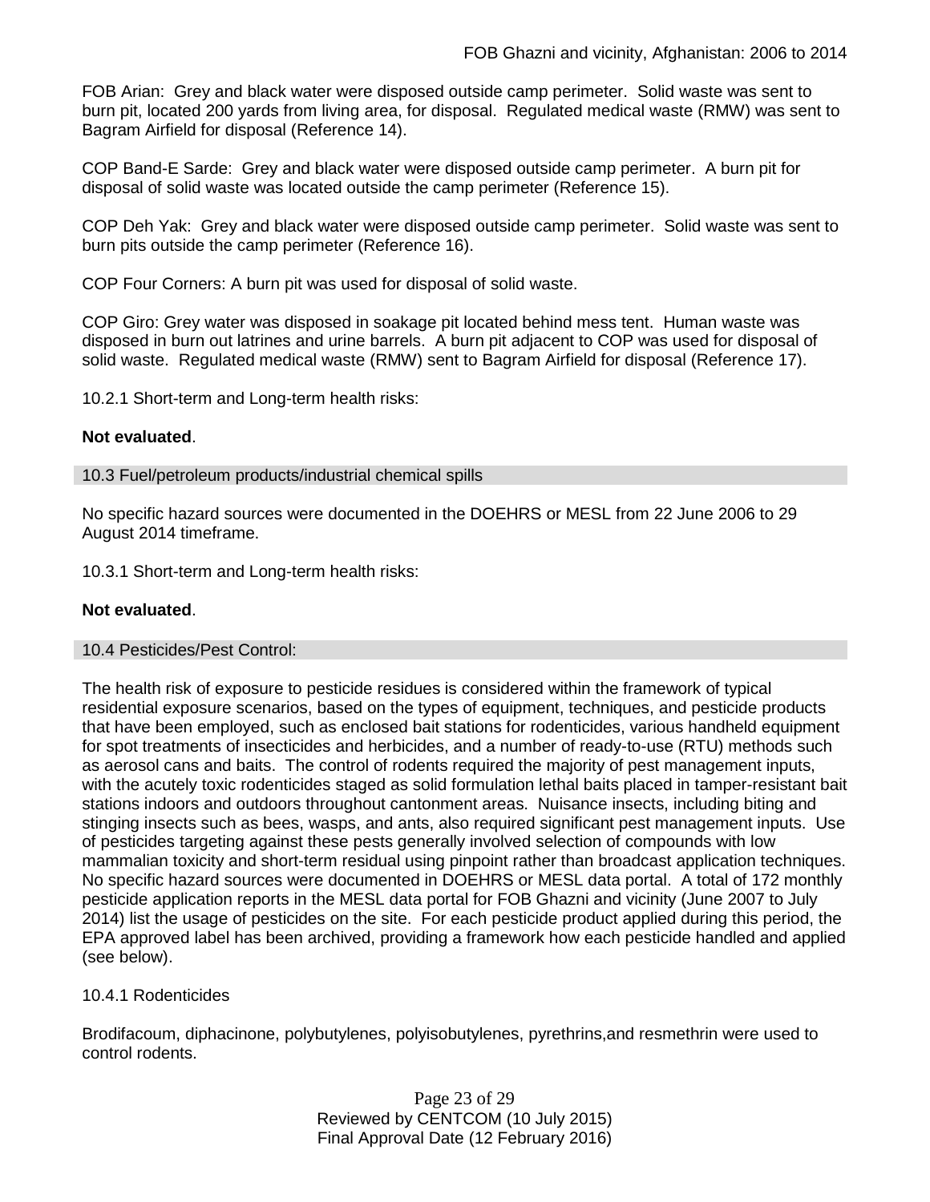FOB Arian: Grey and black water were disposed outside camp perimeter. Solid waste was sent to burn pit, located 200 yards from living area, for disposal. Regulated medical waste (RMW) was sent to Bagram Airfield for disposal (Reference 14).

COP Band-E Sarde: Grey and black water were disposed outside camp perimeter. A burn pit for disposal of solid waste was located outside the camp perimeter (Reference 15).

COP Deh Yak: Grey and black water were disposed outside camp perimeter. Solid waste was sent to burn pits outside the camp perimeter (Reference 16).

COP Four Corners: A burn pit was used for disposal of solid waste.

COP Giro: Grey water was disposed in soakage pit located behind mess tent. Human waste was disposed in burn out latrines and urine barrels. A burn pit adjacent to COP was used for disposal of solid waste. Regulated medical waste (RMW) sent to Bagram Airfield for disposal (Reference 17).

10.2.1 Short-term and Long-term health risks:

**Not evaluated**.

## 10.3 Fuel/petroleum products/industrial chemical spills

No specific hazard sources were documented in the DOEHRS or MESL from 22 June 2006 to 29 August 2014 timeframe.

10.3.1 Short-term and Long-term health risks:

**Not evaluated**.

## 10.4 Pesticides/Pest Control:

The health risk of exposure to pesticide residues is considered within the framework of typical residential exposure scenarios, based on the types of equipment, techniques, and pesticide products that have been employed, such as enclosed bait stations for rodenticides, various handheld equipment for spot treatments of insecticides and herbicides, and a number of ready-to-use (RTU) methods such as aerosol cans and baits. The control of rodents required the majority of pest management inputs, with the acutely toxic rodenticides staged as solid formulation lethal baits placed in tamper-resistant bait stations indoors and outdoors throughout cantonment areas. Nuisance insects, including biting and stinging insects such as bees, wasps, and ants, also required significant pest management inputs. Use of pesticides targeting against these pests generally involved selection of compounds with low mammalian toxicity and short-term residual using pinpoint rather than broadcast application techniques. No specific hazard sources were documented in DOEHRS or MESL data portal. A total of 172 monthly pesticide application reports in the MESL data portal for FOB Ghazni and vicinity (June 2007 to July 2014) list the usage of pesticides on the site. For each pesticide product applied during this period, the EPA approved label has been archived, providing a framework how each pesticide handled and applied (see below).

10.4.1 Rodenticides

Brodifacoum, diphacinone, polybutylenes, polyisobutylenes, pyrethrins,and resmethrin were used to control rodents.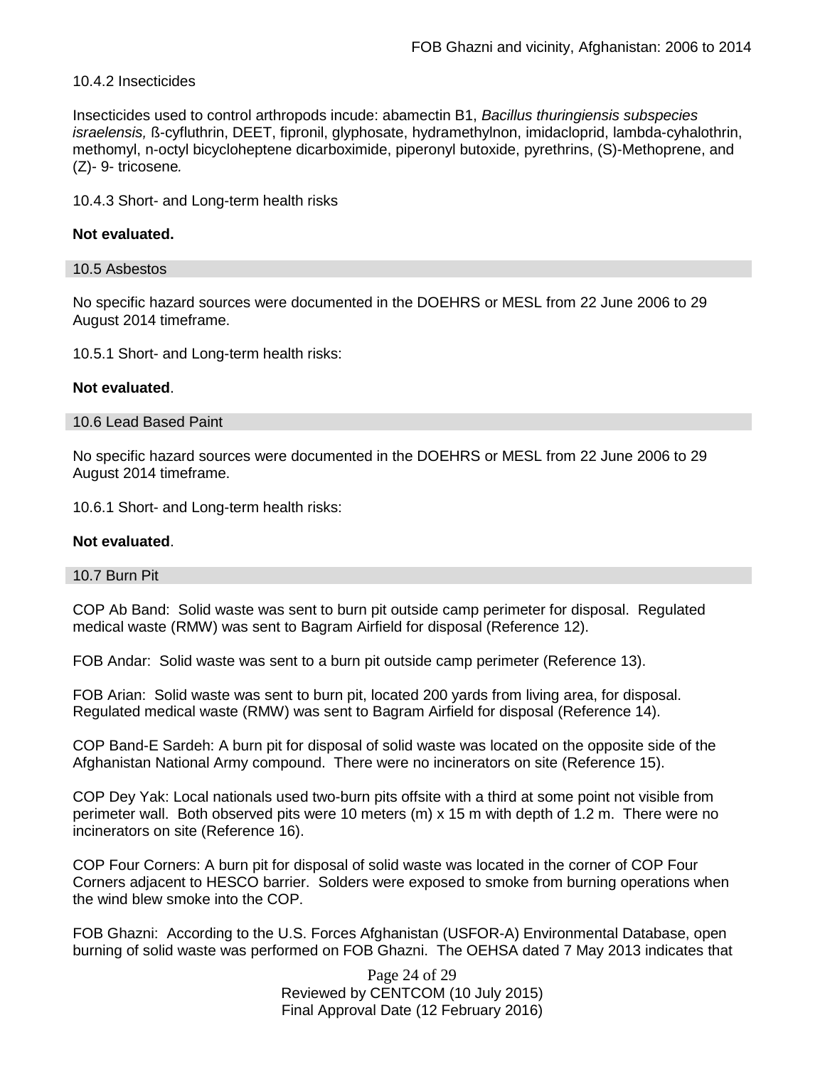10.4.2 Insecticides

Insecticides used to control arthropods incude: abamectin B1, *Bacillus thuringiensis subspecies israelensis,* ß-cyfluthrin, DEET, fipronil, glyphosate, hydramethylnon, imidacloprid, lambda-cyhalothrin, methomyl, n-octyl bicycloheptene dicarboximide, piperonyl butoxide, pyrethrins, (S)-Methoprene, and (Z)- 9- tricosene*.*

10.4.3 Short- and Long-term health risks

**Not evaluated.**

## 10.5 Asbestos

No specific hazard sources were documented in the DOEHRS or MESL from 22 June 2006 to 29 August 2014 timeframe.

10.5.1 Short- and Long-term health risks:

**Not evaluated**.

## 10.6 Lead Based Paint

No specific hazard sources were documented in the DOEHRS or MESL from 22 June 2006 to 29 August 2014 timeframe.

10.6.1 Short- and Long-term health risks:

**Not evaluated**.

## 10.7 Burn Pit

COP Ab Band: Solid waste was sent to burn pit outside camp perimeter for disposal. Regulated medical waste (RMW) was sent to Bagram Airfield for disposal (Reference 12).

FOB Andar: Solid waste was sent to a burn pit outside camp perimeter (Reference 13).

FOB Arian: Solid waste was sent to burn pit, located 200 yards from living area, for disposal. Regulated medical waste (RMW) was sent to Bagram Airfield for disposal (Reference 14).

COP Band-E Sardeh: A burn pit for disposal of solid waste was located on the opposite side of the Afghanistan National Army compound. There were no incinerators on site (Reference 15).

COP Dey Yak: Local nationals used two-burn pits offsite with a third at some point not visible from perimeter wall. Both observed pits were 10 meters (m) x 15 m with depth of 1.2 m. There were no incinerators on site (Reference 16).

COP Four Corners: A burn pit for disposal of solid waste was located in the corner of COP Four Corners adjacent to HESCO barrier. Solders were exposed to smoke from burning operations when the wind blew smoke into the COP.

FOB Ghazni: According to the U.S. Forces Afghanistan (USFOR-A) Environmental Database, open burning of solid waste was performed on FOB Ghazni. The OEHSA dated 7 May 2013 indicates that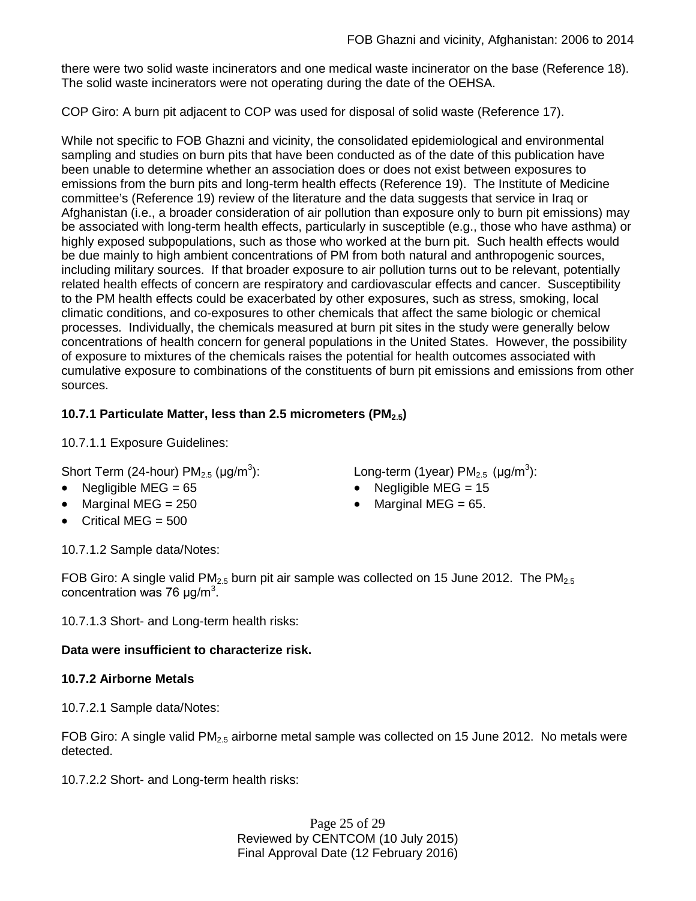there were two solid waste incinerators and one medical waste incinerator on the base (Reference 18). The solid waste incinerators were not operating during the date of the OEHSA.

COP Giro: A burn pit adjacent to COP was used for disposal of solid waste (Reference 17).

While not specific to FOB Ghazni and vicinity, the consolidated epidemiological and environmental sampling and studies on burn pits that have been conducted as of the date of this publication have been unable to determine whether an association does or does not exist between exposures to emissions from the burn pits and long-term health effects (Reference 19). The Institute of Medicine committee's (Reference 19) review of the literature and the data suggests that service in Iraq or Afghanistan (i.e., a broader consideration of air pollution than exposure only to burn pit emissions) may be associated with long-term health effects, particularly in susceptible (e.g., those who have asthma) or highly exposed subpopulations, such as those who worked at the burn pit. Such health effects would be due mainly to high ambient concentrations of PM from both natural and anthropogenic sources, including military sources. If that broader exposure to air pollution turns out to be relevant, potentially related health effects of concern are respiratory and cardiovascular effects and cancer. Susceptibility to the PM health effects could be exacerbated by other exposures, such as stress, smoking, local climatic conditions, and co-exposures to other chemicals that affect the same biologic or chemical processes. Individually, the chemicals measured at burn pit sites in the study were generally below concentrations of health concern for general populations in the United States. However, the possibility of exposure to mixtures of the chemicals raises the potential for health outcomes associated with cumulative exposure to combinations of the constituents of burn pit emissions and emissions from other sources.

### 10.7.1 Particulate Matter, less than 2.5 micrometers ($PM_{2.5}$)

10.7.1.1 Exposure Guidelines:

Short Term (24-hour) $PM_{2.5}$ ($\mu g/m^3$):

- Negligible MEG = 65
- Marginal MEG = 250
- Critical MEG = 500

Long-term (1year) $PM_{2.5}$ ($\mu g/m^3$):

- Negligible MEG = 15
- Marginal MEG = 65.

10.7.1.2 Sample data/Notes:

FOB Giro: A single valid $PM_{2.5}$ burn pit air sample was collected on 15 June 2012. The $PM_{2.5}$ concentration was 76 $\mu g/m^3$.

10.7.1.3 Short- and Long-term health risks:

**Data were insufficient to characterize risk.**

### 10.7.2 Airborne Metals

10.7.2.1 Sample data/Notes:

FOB Giro: A single valid $PM_{2.5}$ airborne metal sample was collected on 15 June 2012. No metals were detected.

10.7.2.2 Short- and Long-term health risks: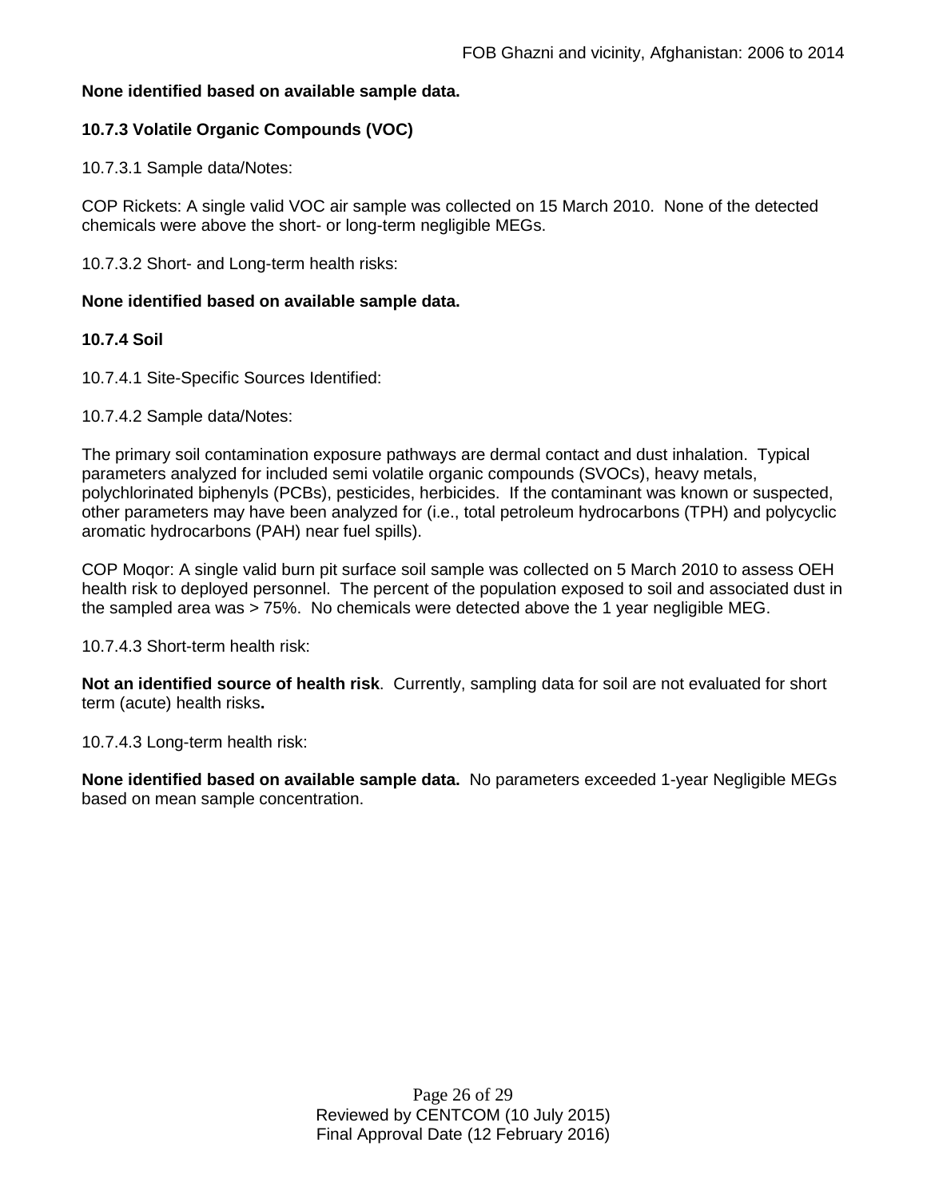**None identified based on available sample data.**

### 10.7.3 Volatile Organic Compounds (VOC)

10.7.3.1 Sample data/Notes:

COP Rickets: A single valid VOC air sample was collected on 15 March 2010. None of the detected chemicals were above the short- or long-term negligible MEGs.

10.7.3.2 Short- and Long-term health risks:

**None identified based on available sample data.**

### 10.7.4 Soil

10.7.4.1 Site-Specific Sources Identified:

10.7.4.2 Sample data/Notes:

The primary soil contamination exposure pathways are dermal contact and dust inhalation. Typical parameters analyzed for included semi volatile organic compounds (SVOCs), heavy metals, polychlorinated biphenyls (PCBs), pesticides, herbicides. If the contaminant was known or suspected, other parameters may have been analyzed for (i.e., total petroleum hydrocarbons (TPH) and polycyclic aromatic hydrocarbons (PAH) near fuel spills).

COP Moqor: A single valid burn pit surface soil sample was collected on 5 March 2010 to assess OEH health risk to deployed personnel. The percent of the population exposed to soil and associated dust in the sampled area was > 75%. No chemicals were detected above the 1 year negligible MEG.

10.7.4.3 Short-term health risk:

**Not an identified source of health risk**. Currently, sampling data for soil are not evaluated for short term (acute) health risks**.**

10.7.4.3 Long-term health risk:

**None identified based on available sample data.** No parameters exceeded 1-year Negligible MEGs based on mean sample concentration.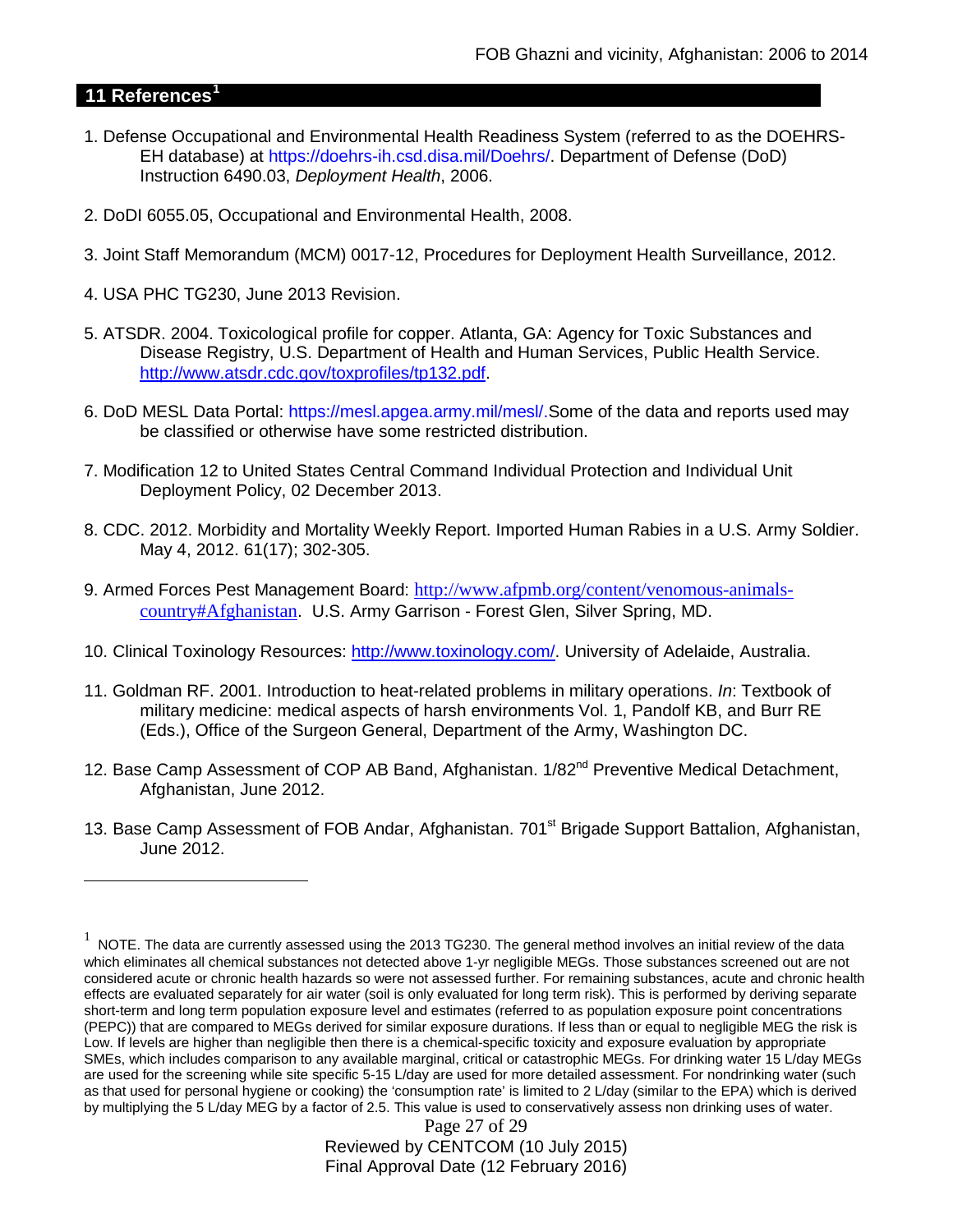## 11 References[1]

1. Defense Occupational and Environmental Health Readiness System (referred to as the DOEHRS-EH database) at https://doehrs-ih.csd.disa.mil/Doehrs/. Department of Defense (DoD) Instruction 6490.03, *Deployment Health*, 2006.

2. DoDI 6055.05, Occupational and Environmental Health, 2008.

3. Joint Staff Memorandum (MCM) 0017-12, Procedures for Deployment Health Surveillance, 2012.

4. USA PHC TG230, June 2013 Revision.

5. ATSDR. 2004. Toxicological profile for copper. Atlanta, GA: Agency for Toxic Substances and Disease Registry, U.S. Department of Health and Human Services, Public Health Service. http://www.atsdr.cdc.gov/toxprofiles/tp132.pdf.

6. DoD MESL Data Portal: https://mesl.apgea.army.mil/mesl/.Some of the data and reports used may be classified or otherwise have some restricted distribution.

7. Modification 12 to United States Central Command Individual Protection and Individual Unit Deployment Policy, 02 December 2013.

8. CDC. 2012. Morbidity and Mortality Weekly Report. Imported Human Rabies in a U.S. Army Soldier. May 4, 2012. 61(17); 302-305.

9. Armed Forces Pest Management Board: http://www.afpmb.org/content/venomous-animals-country#Afghanistan. U.S. Army Garrison - Forest Glen, Silver Spring, MD.

10. Clinical Toxinology Resources: http://www.toxinology.com/. University of Adelaide, Australia.

11. Goldman RF. 2001. Introduction to heat-related problems in military operations. *In*: Textbook of military medicine: medical aspects of harsh environments Vol. 1, Pandolf KB, and Burr RE (Eds.), Office of the Surgeon General, Department of the Army, Washington DC.

12. Base Camp Assessment of COP AB Band, Afghanistan. 1/82nd Preventive Medical Detachment, Afghanistan, June 2012.

13. Base Camp Assessment of FOB Andar, Afghanistan. 701st Brigade Support Battalion, Afghanistan, June 2012.

---

[1] NOTE. The data are currently assessed using the 2013 TG230. The general method involves an initial review of the data which eliminates all chemical substances not detected above 1-yr negligible MEGs. Those substances screened out are not considered acute or chronic health hazards so were not assessed further. For remaining substances, acute and chronic health effects are evaluated separately for air water (soil is only evaluated for long term risk). This is performed by deriving separate short-term and long term population exposure level and estimates (referred to as population exposure point concentrations (PEPC)) that are compared to MEGs derived for similar exposure durations. If less than or equal to negligible MEG the risk is Low. If levels are higher than negligible then there is a chemical-specific toxicity and exposure evaluation by appropriate SMEs, which includes comparison to any available marginal, critical or catastrophic MEGs. For drinking water 15 L/day MEGs are used for the screening while site specific 5-15 L/day are used for more detailed assessment. For nondrinking water (such as that used for personal hygiene or cooking) the 'consumption rate' is limited to 2 L/day (similar to the EPA) which is derived by multiplying the 5 L/day MEG by a factor of 2.5. This value is used to conservatively assess non drinking uses of water.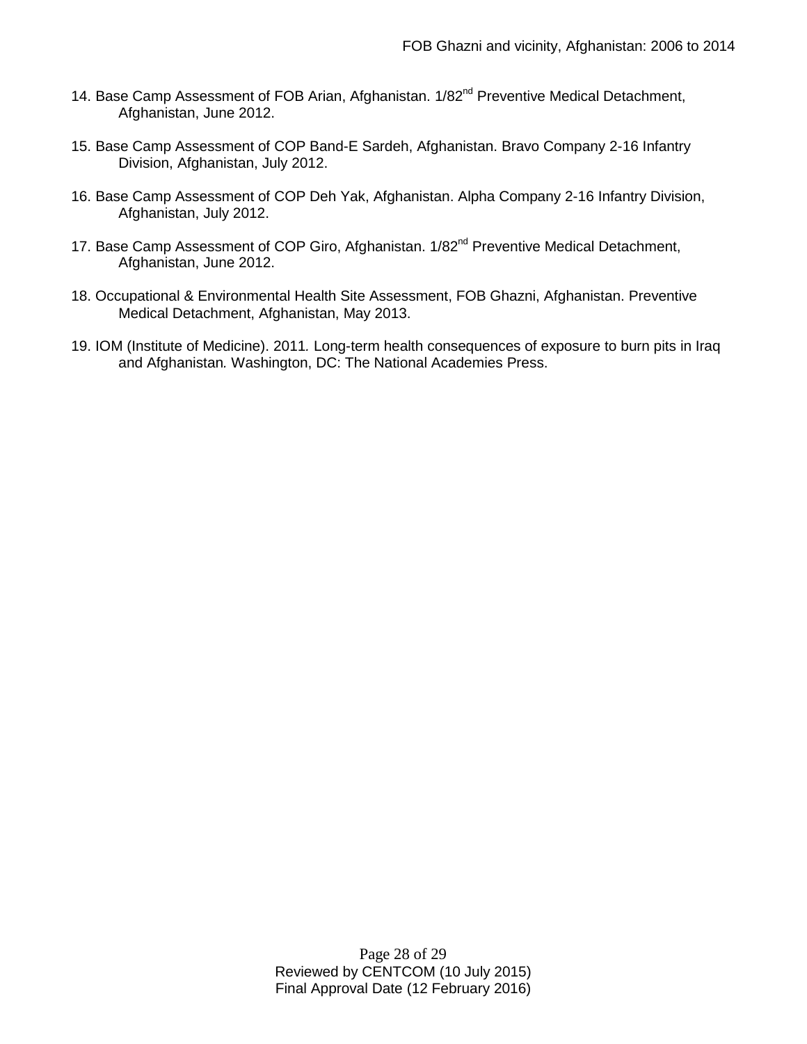14. Base Camp Assessment of FOB Arian, Afghanistan. 1/82nd Preventive Medical Detachment, Afghanistan, June 2012.

15. Base Camp Assessment of COP Band-E Sardeh, Afghanistan. Bravo Company 2-16 Infantry Division, Afghanistan, July 2012.

16. Base Camp Assessment of COP Deh Yak, Afghanistan. Alpha Company 2-16 Infantry Division, Afghanistan, July 2012.

17. Base Camp Assessment of COP Giro, Afghanistan. 1/82nd Preventive Medical Detachment, Afghanistan, June 2012.

18. Occupational & Environmental Health Site Assessment, FOB Ghazni, Afghanistan. Preventive Medical Detachment, Afghanistan, May 2013.

19. IOM (Institute of Medicine). 2011*.* Long-term health consequences of exposure to burn pits in Iraq and Afghanistan*.* Washington, DC: The National Academies Press.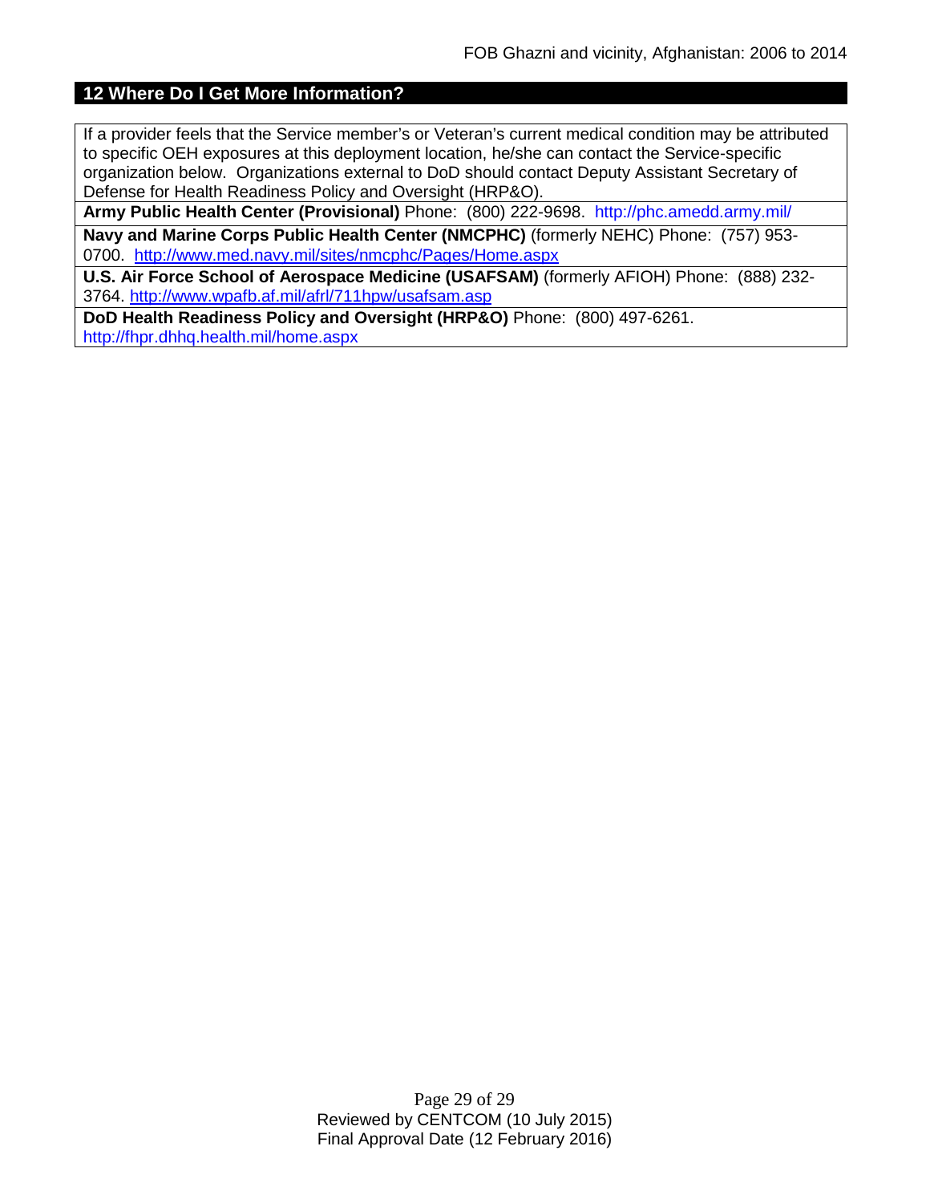## 12 Where Do I Get More Information?

| |
|---|
| If a provider feels that the Service member's or Veteran's current medical condition may be attributed to specific OEH exposures at this deployment location, he/she can contact the Service-specific organization below. Organizations external to DoD should contact Deputy Assistant Secretary of Defense for Health Readiness Policy and Oversight (HRP&O). |
| **Army Public Health Center (Provisional)** Phone: (800) 222-9698. http://phc.amedd.army.mil/ |
| **Navy and Marine Corps Public Health Center (NMCPHC)** (formerly NEHC) Phone: (757) 953-0700. http://www.med.navy.mil/sites/nmcphc/Pages/Home.aspx |
| **U.S. Air Force School of Aerospace Medicine (USAFSAM)** (formerly AFIOH) Phone: (888) 232-3764. http://www.wpafb.af.mil/afrl/711hpw/usafsam.asp |
| **DoD Health Readiness Policy and Oversight (HRP&O)** Phone: (800) 497-6261. http://fhpr.dhhq.health.mil/home.aspx |

Reviewed by CENTCOM (10 July 2015)
Final Approval Date (12 February 2016)